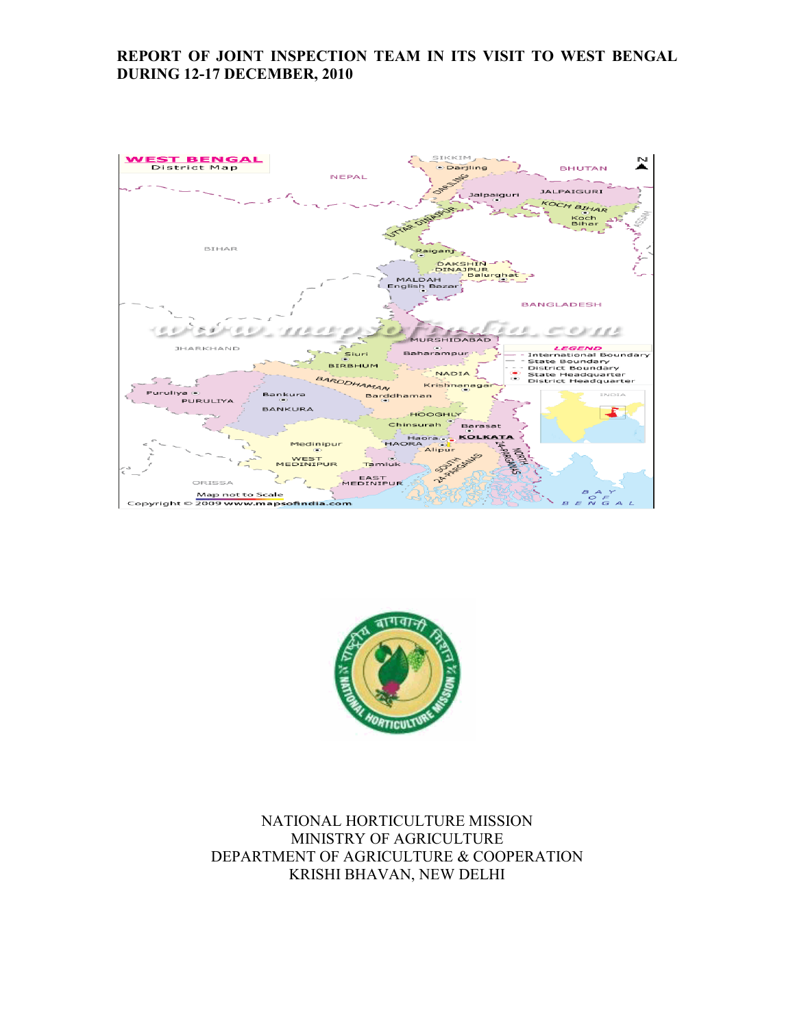# REPORT OF JOINT INSPECTION TEAM IN ITS VISIT TO WEST BENGAL DURING 12-17 DECEMBER, 2010

NATIONAL HORTICULTURE MISSION
MINISTRY OF AGRICULTURE
DEPARTMENT OF AGRICULTURE & COOPERATION
KRISHI BHAVAN, NEW DELHI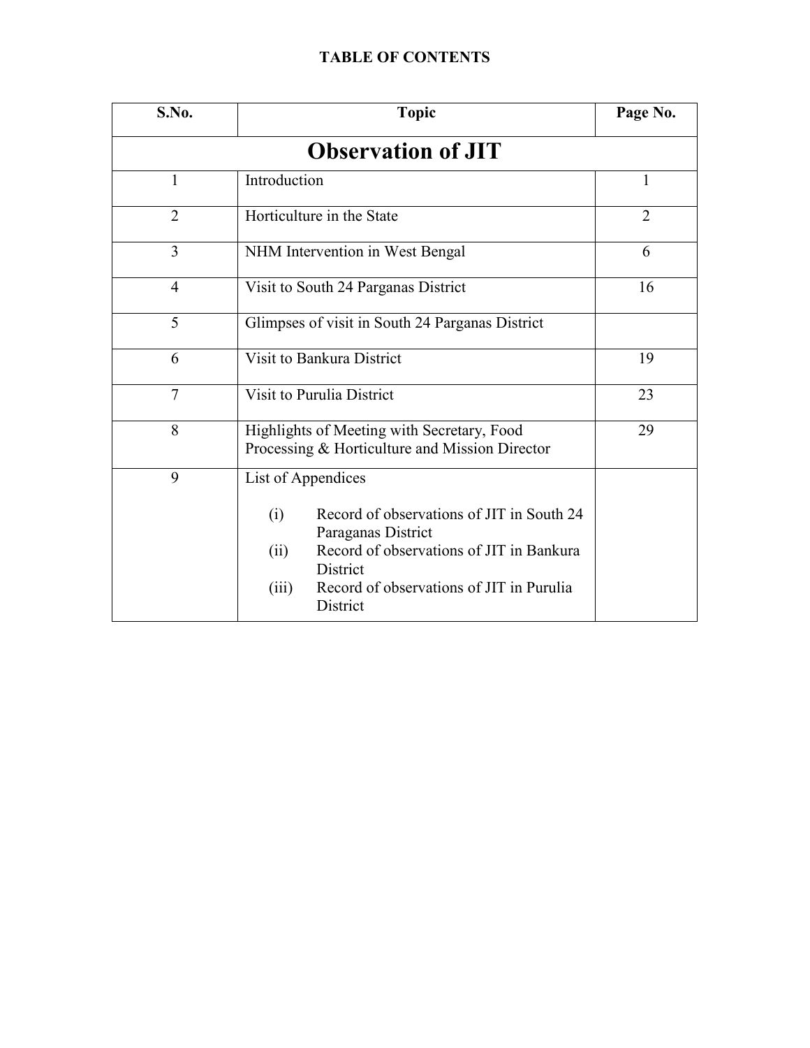# TABLE OF CONTENTS

| S.No. | Topic | Page No. |
|---|---|---|
| **Observation of JIT** | | |
| 1 | Introduction | 1 |
| 2 | Horticulture in the State | 2 |
| 3 | NHM Intervention in West Bengal | 6 |
| 4 | Visit to South 24 Parganas District | 16 |
| 5 | Glimpses of visit in South 24 Parganas District | |
| 6 | Visit to Bankura District | 19 |
| 7 | Visit to Purulia District | 23 |
| 8 | Highlights of Meeting with Secretary, Food Processing & Horticulture and Mission Director | 29 |
| 9 | List of Appendices<br>(i) Record of observations of JIT in South 24 Paraganas District<br>(ii) Record of observations of JIT in Bankura District<br>(iii) Record of observations of JIT in Purulia District | |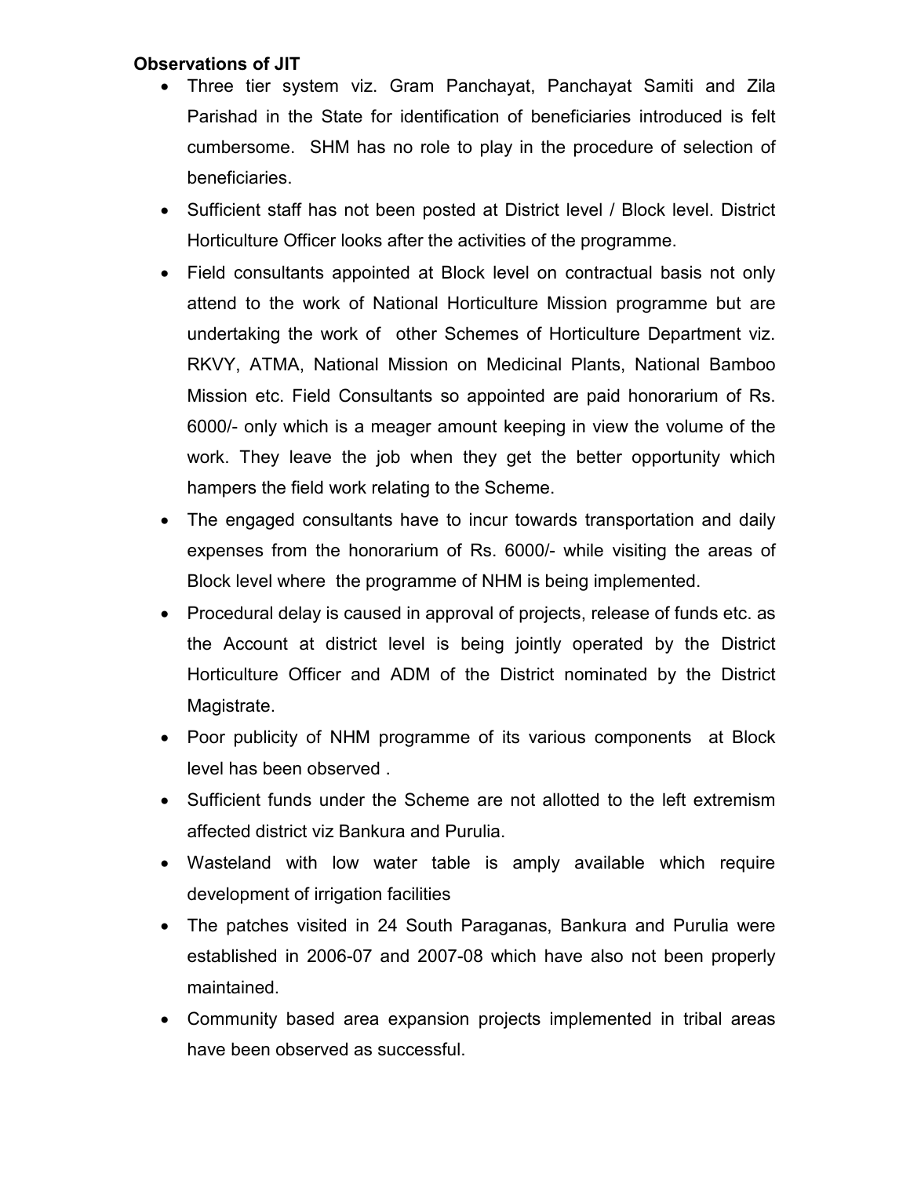**Observations of JIT**

- Three tier system viz. Gram Panchayat, Panchayat Samiti and Zila Parishad in the State for identification of beneficiaries introduced is felt cumbersome. SHM has no role to play in the procedure of selection of beneficiaries.
- Sufficient staff has not been posted at District level / Block level. District Horticulture Officer looks after the activities of the programme.
- Field consultants appointed at Block level on contractual basis not only attend to the work of National Horticulture Mission programme but are undertaking the work of other Schemes of Horticulture Department viz. RKVY, ATMA, National Mission on Medicinal Plants, National Bamboo Mission etc. Field Consultants so appointed are paid honorarium of Rs. 6000/- only which is a meager amount keeping in view the volume of the work. They leave the job when they get the better opportunity which hampers the field work relating to the Scheme.
- The engaged consultants have to incur towards transportation and daily expenses from the honorarium of Rs. 6000/- while visiting the areas of Block level where the programme of NHM is being implemented.
- Procedural delay is caused in approval of projects, release of funds etc. as the Account at district level is being jointly operated by the District Horticulture Officer and ADM of the District nominated by the District Magistrate.
- Poor publicity of NHM programme of its various components at Block level has been observed .
- Sufficient funds under the Scheme are not allotted to the left extremism affected district viz Bankura and Purulia.
- Wasteland with low water table is amply available which require development of irrigation facilities
- The patches visited in 24 South Paraganas, Bankura and Purulia were established in 2006-07 and 2007-08 which have also not been properly maintained.
- Community based area expansion projects implemented in tribal areas have been observed as successful.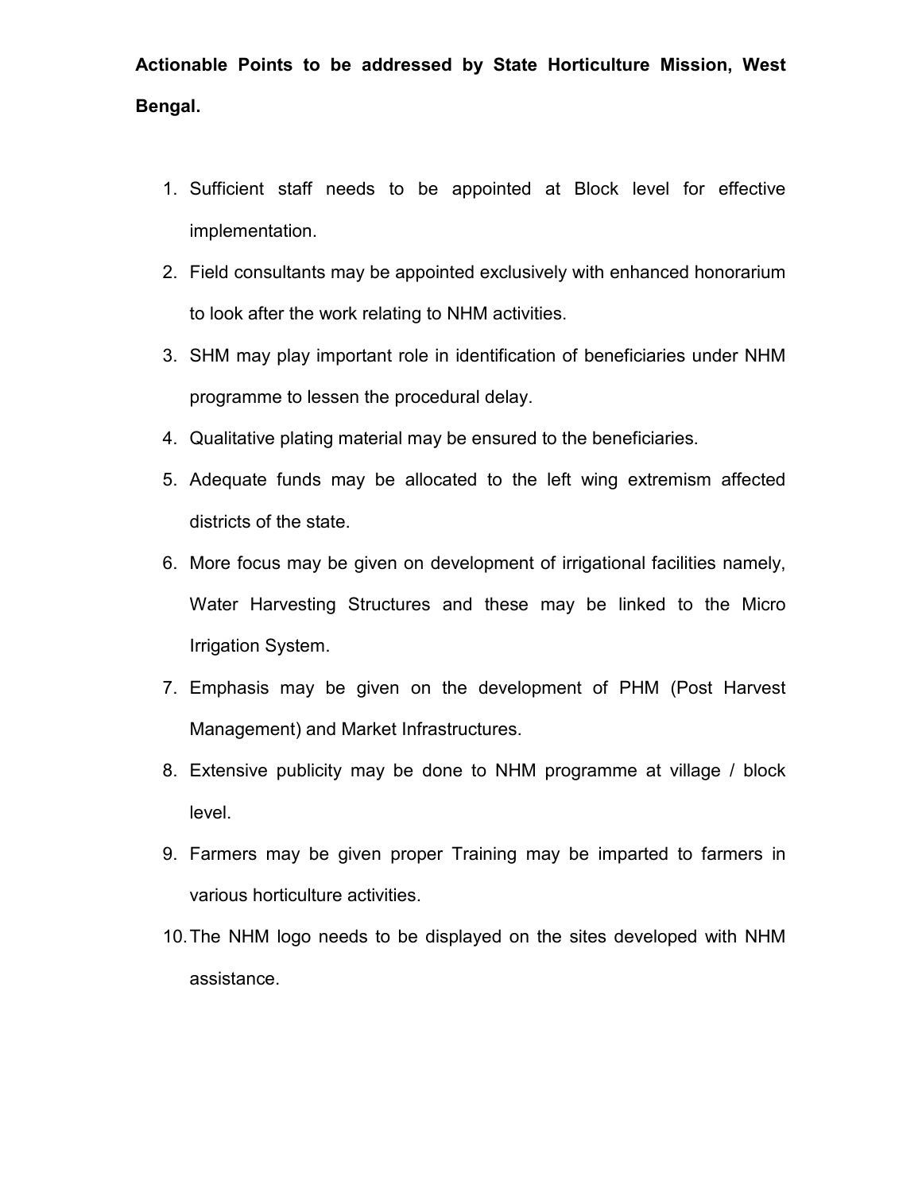**Actionable Points to be addressed by State Horticulture Mission, West Bengal.**

1. Sufficient staff needs to be appointed at Block level for effective implementation.
2. Field consultants may be appointed exclusively with enhanced honorarium to look after the work relating to NHM activities.
3. SHM may play important role in identification of beneficiaries under NHM programme to lessen the procedural delay.
4. Qualitative plating material may be ensured to the beneficiaries.
5. Adequate funds may be allocated to the left wing extremism affected districts of the state.
6. More focus may be given on development of irrigational facilities namely, Water Harvesting Structures and these may be linked to the Micro Irrigation System.
7. Emphasis may be given on the development of PHM (Post Harvest Management) and Market Infrastructures.
8. Extensive publicity may be done to NHM programme at village / block level.
9. Farmers may be given proper Training may be imparted to farmers in various horticulture activities.
10. The NHM logo needs to be displayed on the sites developed with NHM assistance.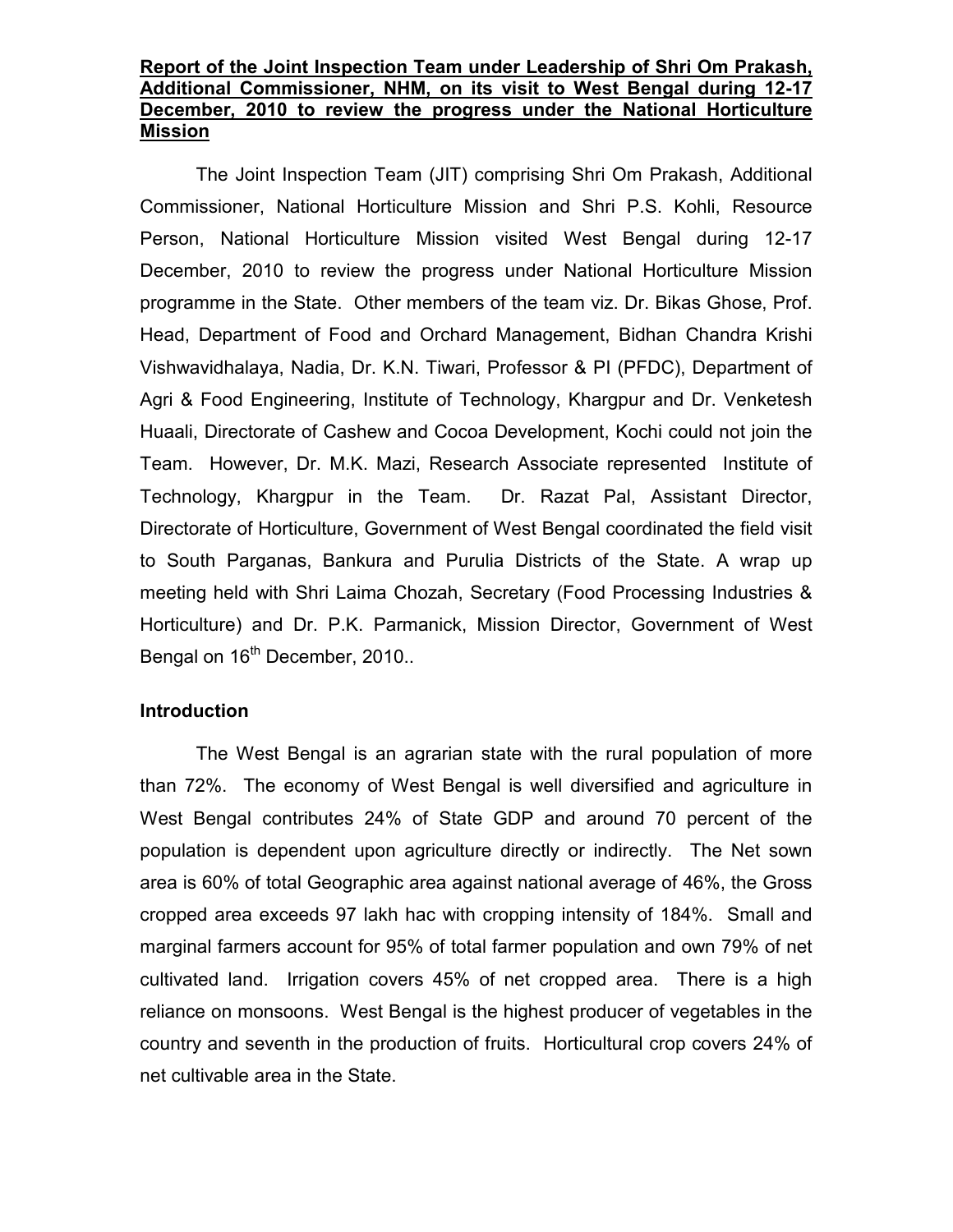**Report of the Joint Inspection Team under Leadership of Shri Om Prakash, Additional Commissioner, NHM, on its visit to West Bengal during 12-17 December, 2010 to review the progress under the National Horticulture Mission**

The Joint Inspection Team (JIT) comprising Shri Om Prakash, Additional Commissioner, National Horticulture Mission and Shri P.S. Kohli, Resource Person, National Horticulture Mission visited West Bengal during 12-17 December, 2010 to review the progress under National Horticulture Mission programme in the State. Other members of the team viz. Dr. Bikas Ghose, Prof. Head, Department of Food and Orchard Management, Bidhan Chandra Krishi Vishwavidhalaya, Nadia, Dr. K.N. Tiwari, Professor & PI (PFDC), Department of Agri & Food Engineering, Institute of Technology, Khargpur and Dr. Venketesh Huaali, Directorate of Cashew and Cocoa Development, Kochi could not join the Team. However, Dr. M.K. Mazi, Research Associate represented Institute of Technology, Khargpur in the Team. Dr. Razat Pal, Assistant Director, Directorate of Horticulture, Government of West Bengal coordinated the field visit to South Parganas, Bankura and Purulia Districts of the State. A wrap up meeting held with Shri Laima Chozah, Secretary (Food Processing Industries & Horticulture) and Dr. P.K. Parmanick, Mission Director, Government of West Bengal on 16th December, 2010..

**Introduction**

The West Bengal is an agrarian state with the rural population of more than 72%. The economy of West Bengal is well diversified and agriculture in West Bengal contributes 24% of State GDP and around 70 percent of the population is dependent upon agriculture directly or indirectly. The Net sown area is 60% of total Geographic area against national average of 46%, the Gross cropped area exceeds 97 lakh hac with cropping intensity of 184%. Small and marginal farmers account for 95% of total farmer population and own 79% of net cultivated land. Irrigation covers 45% of net cropped area. There is a high reliance on monsoons. West Bengal is the highest producer of vegetables in the country and seventh in the production of fruits. Horticultural crop covers 24% of net cultivable area in the State.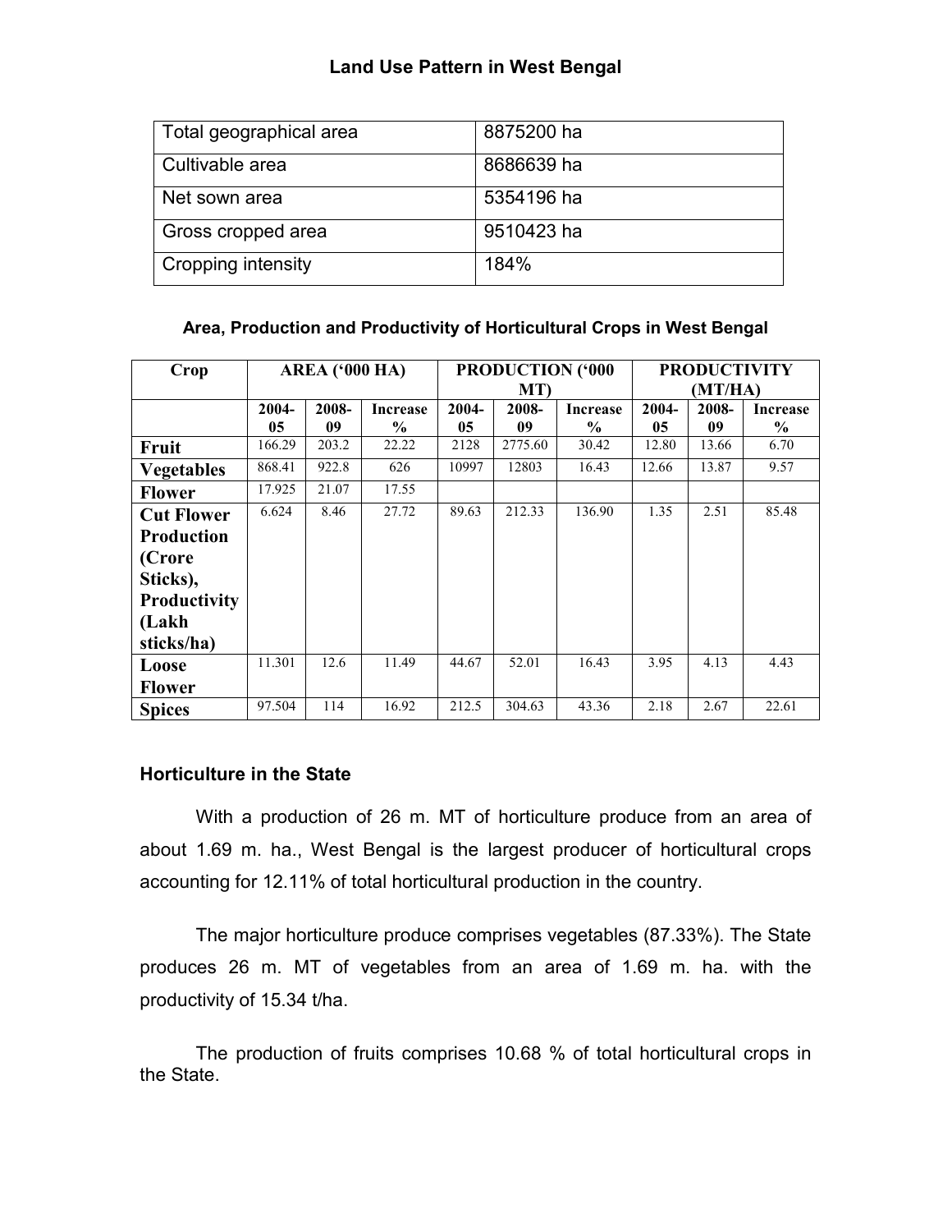## Land Use Pattern in West Bengal

| | |
|---|---|
| Total geographical area | 8875200 ha |
| Cultivable area | 8686639 ha |
| Net sown area | 5354196 ha |
| Gross cropped area | 9510423 ha |
| Cropping intensity | 184% |

### Area, Production and Productivity of Horticultural Crops in West Bengal

| Crop | AREA ('000 HA) | | | PRODUCTION ('000 MT) | | | PRODUCTIVITY (MT/HA) | | |
|---|---|---|---|---|---|---|---|---|---|
| | 2004-05 | 2008-09 | Increase % | 2004-05 | 2008-09 | Increase % | 2004-05 | 2008-09 | Increase % |
| **Fruit** | 166.29 | 203.2 | 22.22 | 2128 | 2775.60 | 30.42 | 12.80 | 13.66 | 6.70 |
| **Vegetables** | 868.41 | 922.8 | 626 | 10997 | 12803 | 16.43 | 12.66 | 13.87 | 9.57 |
| **Flower** | 17.925 | 21.07 | 17.55 | | | | | | |
| **Cut Flower Production (Crore Sticks), Productivity (Lakh sticks/ha)** | 6.624 | 8.46 | 27.72 | 89.63 | 212.33 | 136.90 | 1.35 | 2.51 | 85.48 |
| **Loose Flower** | 11.301 | 12.6 | 11.49 | 44.67 | 52.01 | 16.43 | 3.95 | 4.13 | 4.43 |
| **Spices** | 97.504 | 114 | 16.92 | 212.5 | 304.63 | 43.36 | 2.18 | 2.67 | 22.61 |

### Horticulture in the State

With a production of 26 m. MT of horticulture produce from an area of about 1.69 m. ha., West Bengal is the largest producer of horticultural crops accounting for 12.11% of total horticultural production in the country.

The major horticulture produce comprises vegetables (87.33%). The State produces 26 m. MT of vegetables from an area of 1.69 m. ha. with the productivity of 15.34 t/ha.

The production of fruits comprises 10.68 % of total horticultural crops in the State.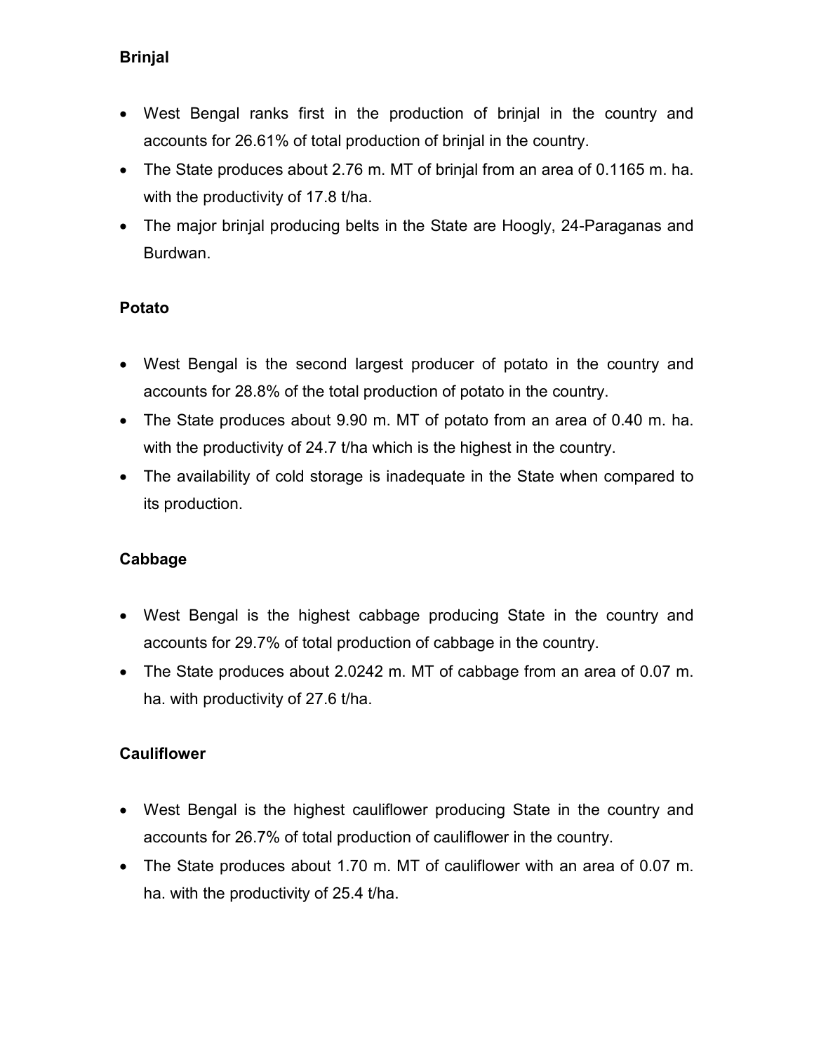**Brinjal**

- West Bengal ranks first in the production of brinjal in the country and accounts for 26.61% of total production of brinjal in the country.
- The State produces about 2.76 m. MT of brinjal from an area of 0.1165 m. ha. with the productivity of 17.8 t/ha.
- The major brinjal producing belts in the State are Hoogly, 24-Paraganas and Burdwan.

**Potato**

- West Bengal is the second largest producer of potato in the country and accounts for 28.8% of the total production of potato in the country.
- The State produces about 9.90 m. MT of potato from an area of 0.40 m. ha. with the productivity of 24.7 t/ha which is the highest in the country.
- The availability of cold storage is inadequate in the State when compared to its production.

**Cabbage**

- West Bengal is the highest cabbage producing State in the country and accounts for 29.7% of total production of cabbage in the country.
- The State produces about 2.0242 m. MT of cabbage from an area of 0.07 m. ha. with productivity of 27.6 t/ha.

**Cauliflower**

- West Bengal is the highest cauliflower producing State in the country and accounts for 26.7% of total production of cauliflower in the country.
- The State produces about 1.70 m. MT of cauliflower with an area of 0.07 m. ha. with the productivity of 25.4 t/ha.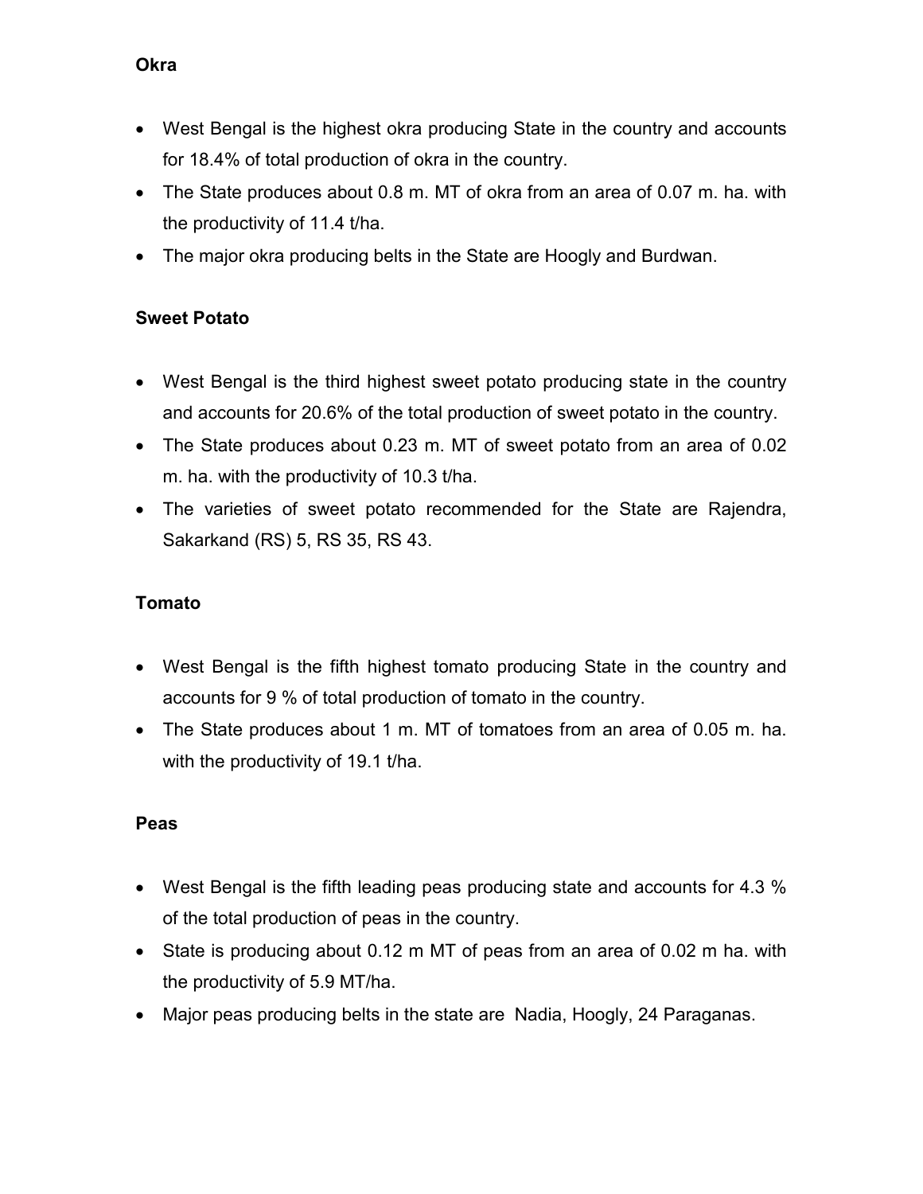**Okra**

- West Bengal is the highest okra producing State in the country and accounts for 18.4% of total production of okra in the country.
- The State produces about 0.8 m. MT of okra from an area of 0.07 m. ha. with the productivity of 11.4 t/ha.
- The major okra producing belts in the State are Hoogly and Burdwan.

**Sweet Potato**

- West Bengal is the third highest sweet potato producing state in the country and accounts for 20.6% of the total production of sweet potato in the country.
- The State produces about 0.23 m. MT of sweet potato from an area of 0.02 m. ha. with the productivity of 10.3 t/ha.
- The varieties of sweet potato recommended for the State are Rajendra, Sakarkand (RS) 5, RS 35, RS 43.

**Tomato**

- West Bengal is the fifth highest tomato producing State in the country and accounts for 9 % of total production of tomato in the country.
- The State produces about 1 m. MT of tomatoes from an area of 0.05 m. ha. with the productivity of 19.1 t/ha.

**Peas**

- West Bengal is the fifth leading peas producing state and accounts for 4.3 % of the total production of peas in the country.
- State is producing about 0.12 m MT of peas from an area of 0.02 m ha. with the productivity of 5.9 MT/ha.
- Major peas producing belts in the state are Nadia, Hoogly, 24 Paraganas.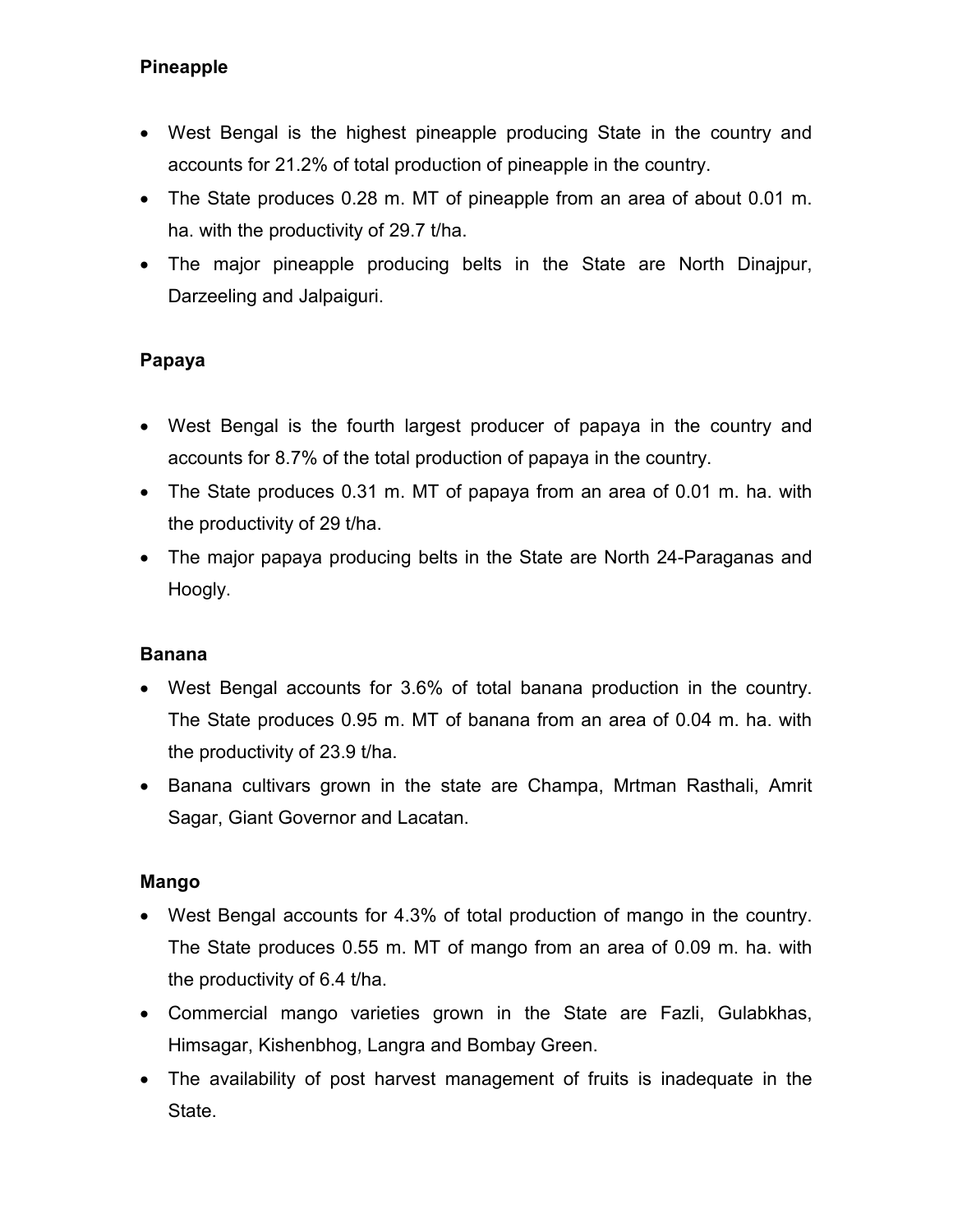**Pineapple**

- West Bengal is the highest pineapple producing State in the country and accounts for 21.2% of total production of pineapple in the country.
- The State produces 0.28 m. MT of pineapple from an area of about 0.01 m. ha. with the productivity of 29.7 t/ha.
- The major pineapple producing belts in the State are North Dinajpur, Darzeeling and Jalpaiguri.

**Papaya**

- West Bengal is the fourth largest producer of papaya in the country and accounts for 8.7% of the total production of papaya in the country.
- The State produces 0.31 m. MT of papaya from an area of 0.01 m. ha. with the productivity of 29 t/ha.
- The major papaya producing belts in the State are North 24-Paraganas and Hoogly.

**Banana**

- West Bengal accounts for 3.6% of total banana production in the country. The State produces 0.95 m. MT of banana from an area of 0.04 m. ha. with the productivity of 23.9 t/ha.
- Banana cultivars grown in the state are Champa, Mrtman Rasthali, Amrit Sagar, Giant Governor and Lacatan.

**Mango**

- West Bengal accounts for 4.3% of total production of mango in the country. The State produces 0.55 m. MT of mango from an area of 0.09 m. ha. with the productivity of 6.4 t/ha.
- Commercial mango varieties grown in the State are Fazli, Gulabkhas, Himsagar, Kishenbhog, Langra and Bombay Green.
- The availability of post harvest management of fruits is inadequate in the State.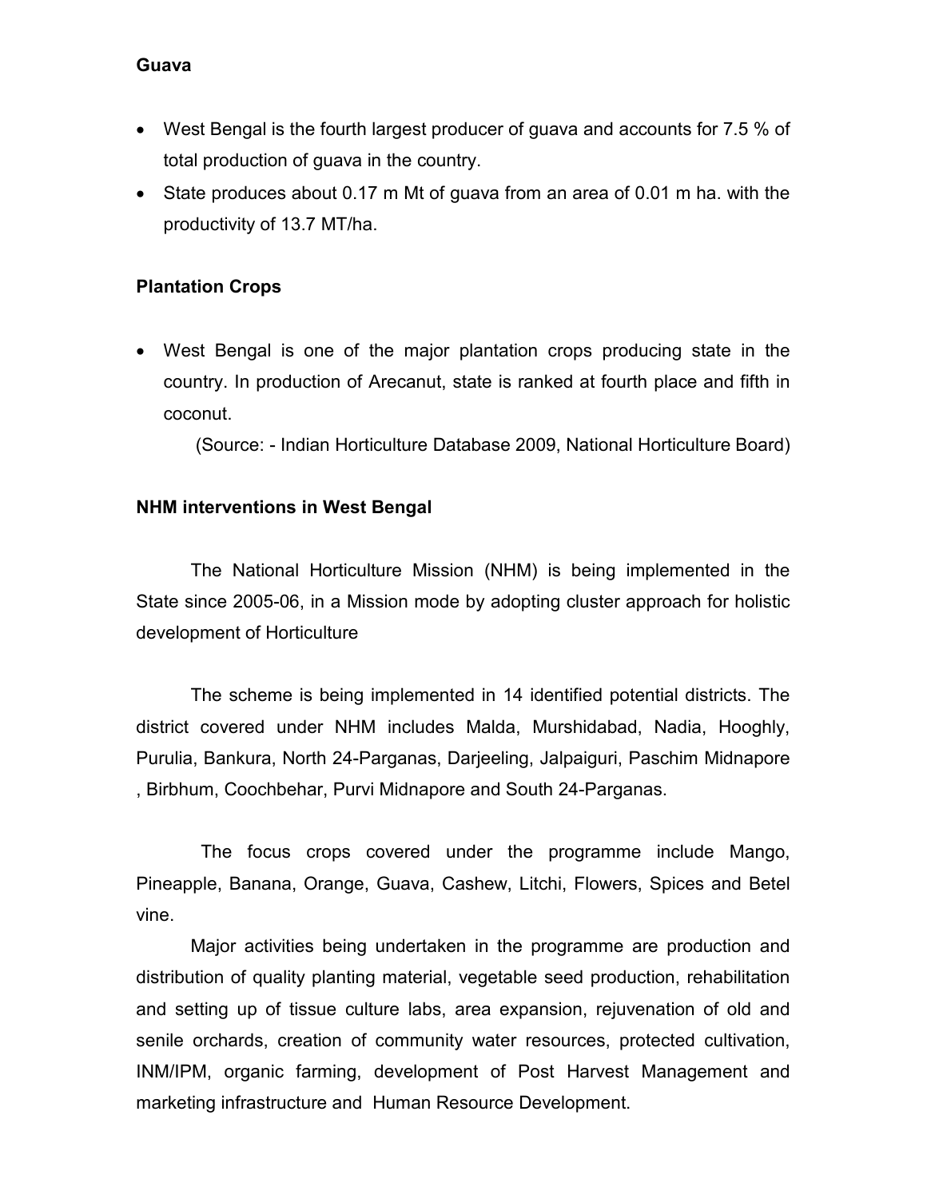**Guava**

- West Bengal is the fourth largest producer of guava and accounts for 7.5 % of total production of guava in the country.
- State produces about 0.17 m Mt of guava from an area of 0.01 m ha. with the productivity of 13.7 MT/ha.

**Plantation Crops**

- West Bengal is one of the major plantation crops producing state in the country. In production of Arecanut, state is ranked at fourth place and fifth in coconut.

(Source: - Indian Horticulture Database 2009, National Horticulture Board)

**NHM interventions in West Bengal**

The National Horticulture Mission (NHM) is being implemented in the State since 2005-06, in a Mission mode by adopting cluster approach for holistic development of Horticulture

The scheme is being implemented in 14 identified potential districts. The district covered under NHM includes Malda, Murshidabad, Nadia, Hooghly, Purulia, Bankura, North 24-Parganas, Darjeeling, Jalpaiguri, Paschim Midnapore , Birbhum, Coochbehar, Purvi Midnapore and South 24-Parganas.

The focus crops covered under the programme include Mango, Pineapple, Banana, Orange, Guava, Cashew, Litchi, Flowers, Spices and Betel vine.

Major activities being undertaken in the programme are production and distribution of quality planting material, vegetable seed production, rehabilitation and setting up of tissue culture labs, area expansion, rejuvenation of old and senile orchards, creation of community water resources, protected cultivation, INM/IPM, organic farming, development of Post Harvest Management and marketing infrastructure and Human Resource Development.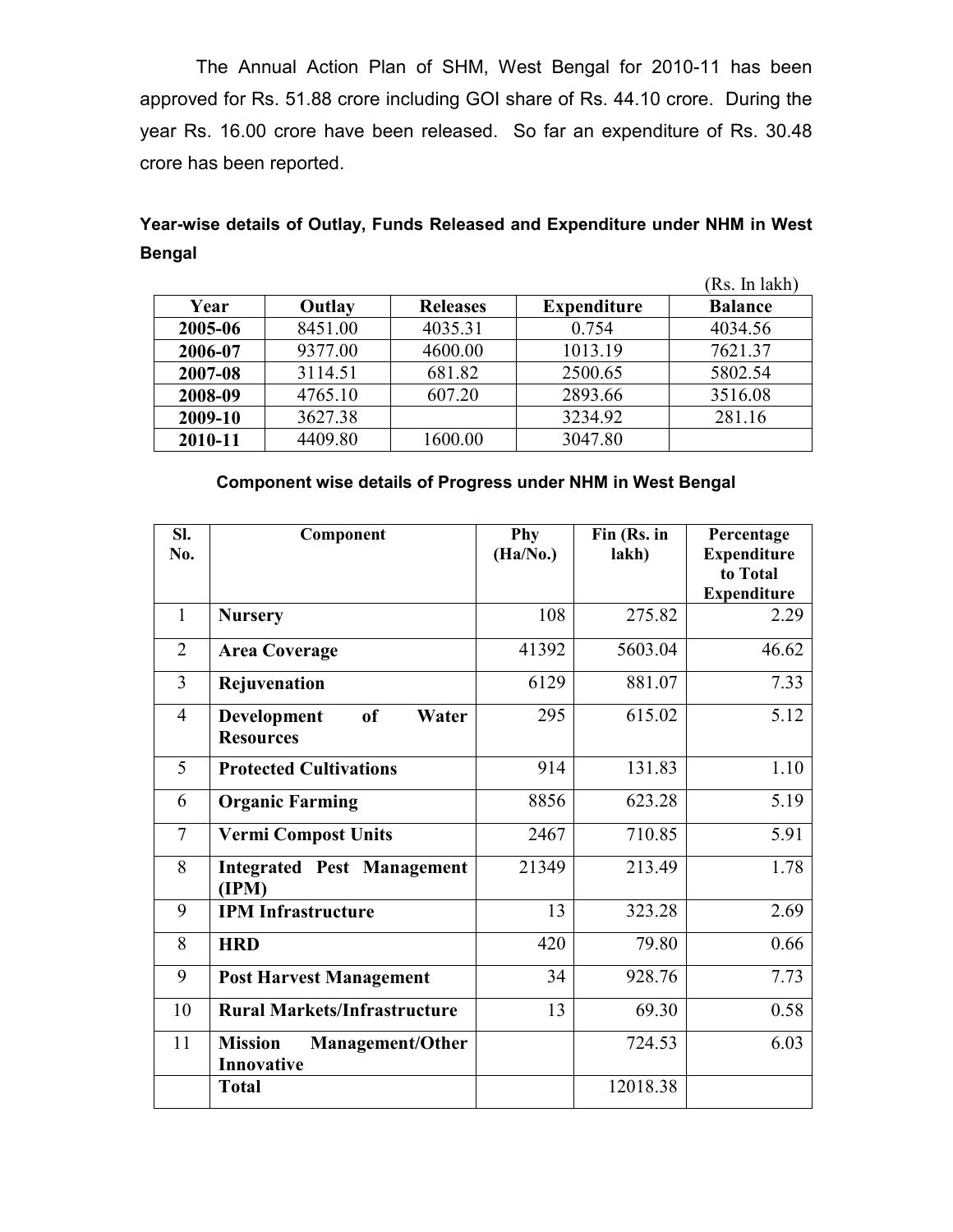The Annual Action Plan of SHM, West Bengal for 2010-11 has been approved for Rs. 51.88 crore including GOI share of Rs. 44.10 crore. During the year Rs. 16.00 crore have been released. So far an expenditure of Rs. 30.48 crore has been reported.

**Year-wise details of Outlay, Funds Released and Expenditure under NHM in West Bengal**

(Rs. In lakh)

| Year | Outlay | Releases | Expenditure | Balance |
|---|---|---|---|---|
| **2005-06** | 8451.00 | 4035.31 | 0.754 | 4034.56 |
| **2006-07** | 9377.00 | 4600.00 | 1013.19 | 7621.37 |
| **2007-08** | 3114.51 | 681.82 | 2500.65 | 5802.54 |
| **2008-09** | 4765.10 | 607.20 | 2893.66 | 3516.08 |
| **2009-10** | 3627.38 | | 3234.92 | 281.16 |
| **2010-11** | 4409.80 | 1600.00 | 3047.80 | |

**Component wise details of Progress under NHM in West Bengal**

| Sl. No. | Component | Phy (Ha/No.) | Fin (Rs. in lakh) | Percentage Expenditure to Total Expenditure |
|---|---|---|---|---|
| 1 | **Nursery** | 108 | 275.82 | 2.29 |
| 2 | **Area Coverage** | 41392 | 5603.04 | 46.62 |
| 3 | **Rejuvenation** | 6129 | 881.07 | 7.33 |
| 4 | **Development of Water Resources** | 295 | 615.02 | 5.12 |
| 5 | **Protected Cultivations** | 914 | 131.83 | 1.10 |
| 6 | **Organic Farming** | 8856 | 623.28 | 5.19 |
| 7 | **Vermi Compost Units** | 2467 | 710.85 | 5.91 |
| 8 | **Integrated Pest Management (IPM)** | 21349 | 213.49 | 1.78 |
| 9 | **IPM Infrastructure** | 13 | 323.28 | 2.69 |
| 8 | **HRD** | 420 | 79.80 | 0.66 |
| 9 | **Post Harvest Management** | 34 | 928.76 | 7.73 |
| 10 | **Rural Markets/Infrastructure** | 13 | 69.30 | 0.58 |
| 11 | **Mission Management/Other Innovative** | | 724.53 | 6.03 |
| | **Total** | | 12018.38 | |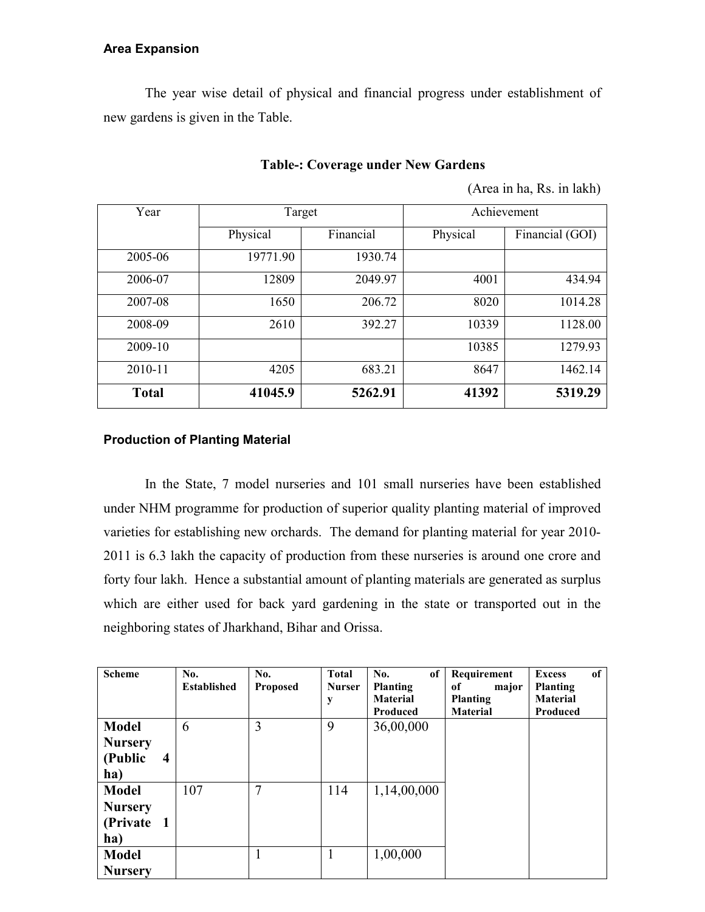**Area Expansion**

The year wise detail of physical and financial progress under establishment of new gardens is given in the Table.

**Table-: Coverage under New Gardens**

(Area in ha, Rs. in lakh)

| Year | Target | | Achievement | |
|---|---|---|---|---|
| | Physical | Financial | Physical | Financial (GOI) |
| 2005-06 | 19771.90 | 1930.74 | | |
| 2006-07 | 12809 | 2049.97 | 4001 | 434.94 |
| 2007-08 | 1650 | 206.72 | 8020 | 1014.28 |
| 2008-09 | 2610 | 392.27 | 10339 | 1128.00 |
| 2009-10 | | | 10385 | 1279.93 |
| 2010-11 | 4205 | 683.21 | 8647 | 1462.14 |
| **Total** | **41045.9** | **5262.91** | **41392** | **5319.29** |

**Production of Planting Material**

In the State, 7 model nurseries and 101 small nurseries have been established under NHM programme for production of superior quality planting material of improved varieties for establishing new orchards. The demand for planting material for year 2010-2011 is 6.3 lakh the capacity of production from these nurseries is around one crore and forty four lakh. Hence a substantial amount of planting materials are generated as surplus which are either used for back yard gardening in the state or transported out in the neighboring states of Jharkhand, Bihar and Orissa.

| Scheme | No. Established | No. Proposed | Total Nursery | No. of Planting Material Produced | Requirement of major Planting Material | Excess of Planting Material Produced |
|---|---|---|---|---|---|---|
| **Model Nursery (Public 4 ha)** | 6 | 3 | 9 | 36,00,000 | | |
| **Model Nursery (Private 1 ha)** | 107 | 7 | 114 | 1,14,00,000 | | |
| **Model Nursery** | | 1 | 1 | 1,00,000 | | |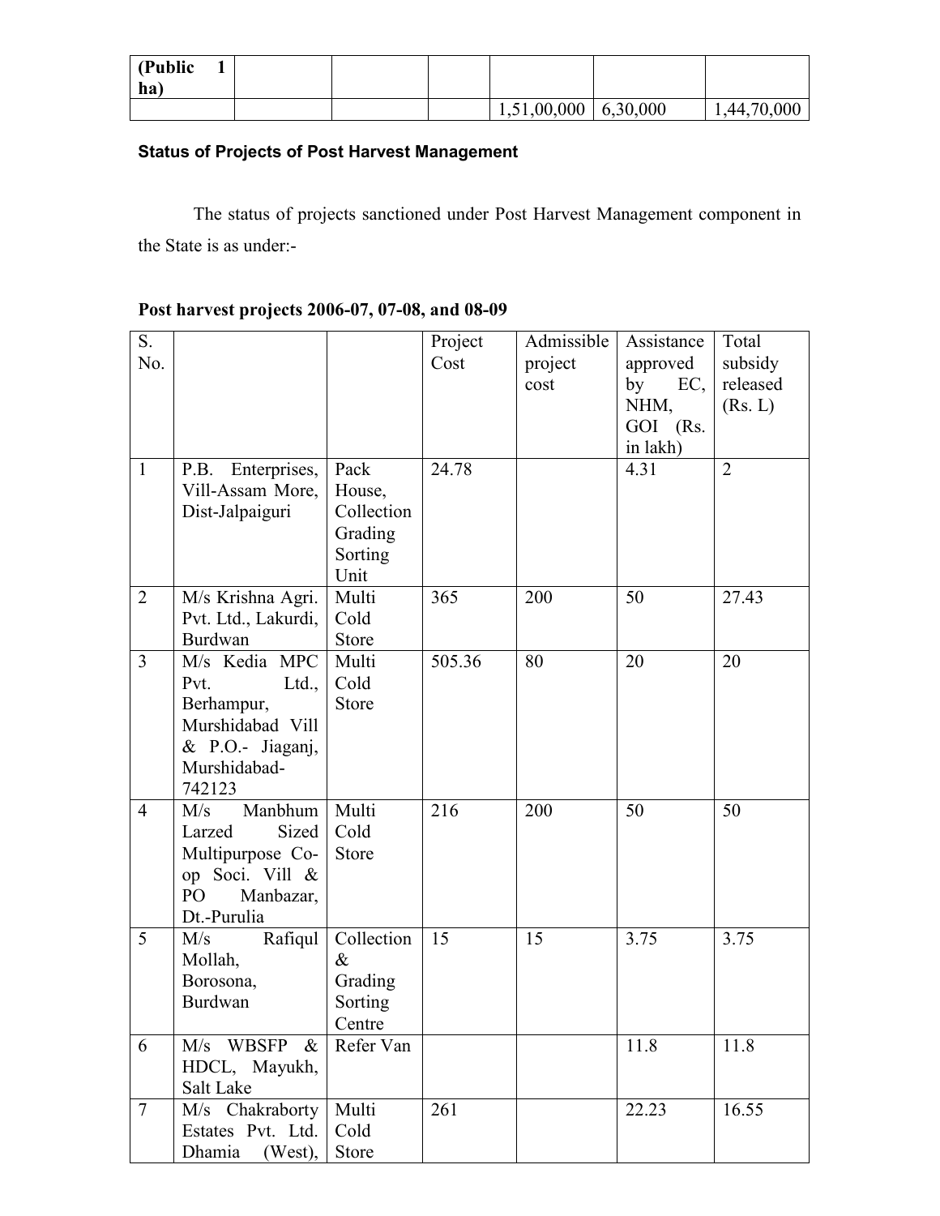| (Public 1 ha) | | | | | | |
|---|---|---|---|---|---|---|
| | | | | 1,51,00,000 | 6,30,000 | 1,44,70,000 |

**Status of Projects of Post Harvest Management**

The status of projects sanctioned under Post Harvest Management component in the State is as under:-

**Post harvest projects 2006-07, 07-08, and 08-09**

| S. No. | | | Project Cost | Admissible project cost | Assistance approved by EC, NHM, GOI (Rs. in lakh) | Total subsidy released (Rs. L) |
|---|---|---|---|---|---|---|
| 1 | P.B. Enterprises, Vill-Assam More, Dist-Jalpaiguri | Pack House, Collection Grading Sorting Unit | 24.78 | | 4.31 | 2 |
| 2 | M/s Krishna Agri. Pvt. Ltd., Lakurdi, Burdwan | Multi Cold Store | 365 | 200 | 50 | 27.43 |
| 3 | M/s Kedia MPC Pvt. Ltd., Berhampur, Murshidabad Vill & P.O.- Jiaganj, Murshidabad-742123 | Multi Cold Store | 505.36 | 80 | 20 | 20 |
| 4 | M/s Manbhum Larzed Sized Multipurpose Co-op Soci. Vill & PO Manbazar, Dt.-Purulia | Multi Cold Store | 216 | 200 | 50 | 50 |
| 5 | M/s Rafiqul Mollah, Borosona, Burdwan | Collection & Grading Sorting Centre | 15 | 15 | 3.75 | 3.75 |
| 6 | M/s WBSFP & HDCL, Mayukh, Salt Lake | Refer Van | | | 11.8 | 11.8 |
| 7 | M/s Chakraborty Estates Pvt. Ltd. Dhamia (West), | Multi Cold Store | 261 | | 22.23 | 16.55 |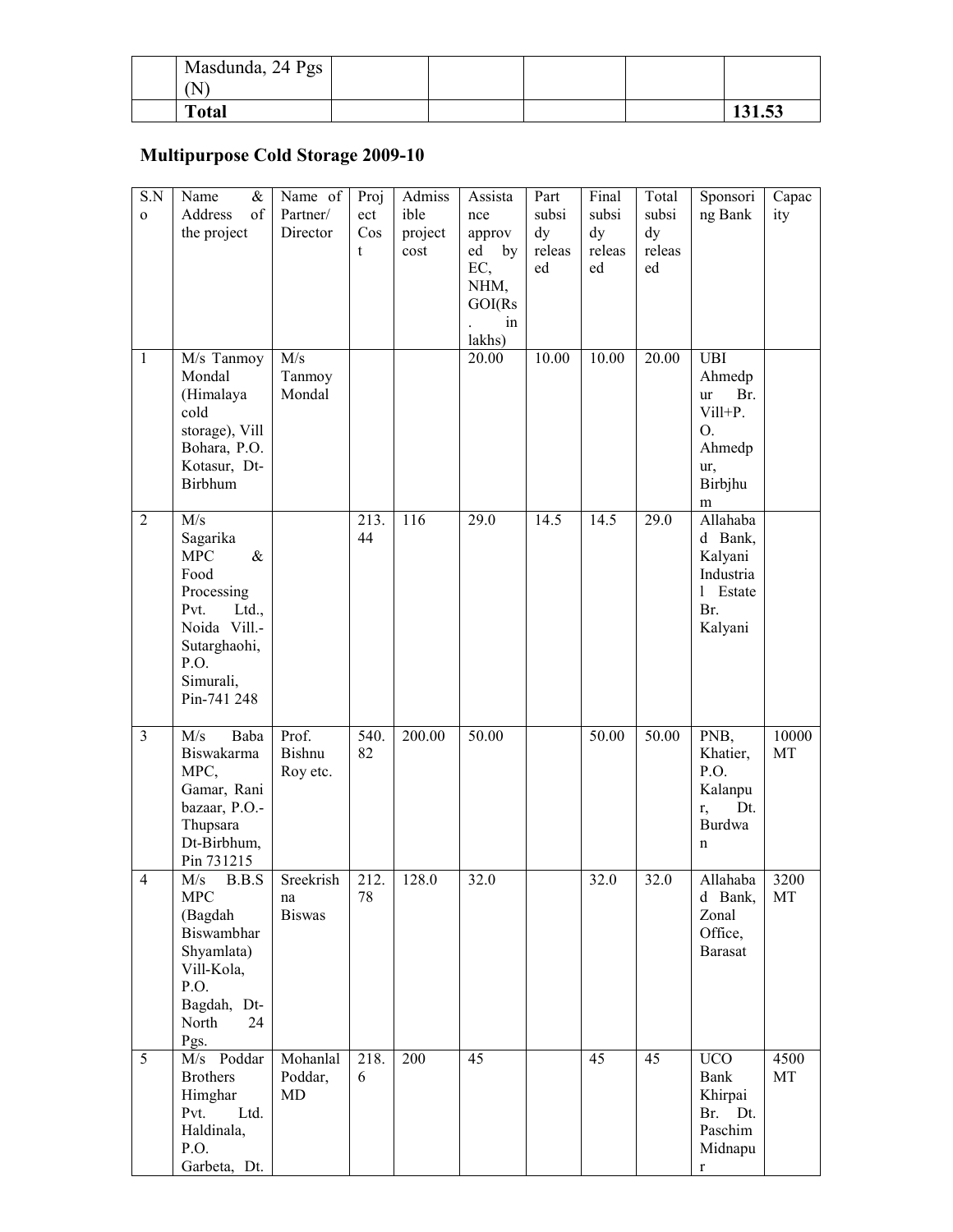|  | Masdunda, 24 Pgs (N) |  |  |  |  |  |
| --- | --- | --- | --- | --- | --- | --- |
|  | **Total** |  |  |  |  | **131.53** |

## Multipurpose Cold Storage 2009-10

| S.No | Name & Address of the project | Name of Partner/ Director | Project Cost | Admissible project cost | Assistance approved by EC, NHM, GOI(Rs. in lakhs) | Part subsidy released | Final subsidy released | Total subsidy released | Sponsoring Bank | Capacity |
| --- | --- | --- | --- | --- | --- | --- | --- | --- | --- | --- |
| 1 | M/s Tanmoy Mondal (Himalaya cold storage), Vill Bohara, P.O. Kotasur, Dt-Birbhum | M/s Tanmoy Mondal |  |  | 20.00 | 10.00 | 10.00 | 20.00 | UBI Ahmedpur Br. Vill+P.O. Ahmedpur, Birbjhum |  |
| 2 | M/s Sagarika MPC & Food Processing Pvt. Ltd., Noida Vill.-Sutarghaohi, P.O. Simurali, Pin-741 248 |  | 213.44 | 116 | 29.0 | 14.5 | 14.5 | 29.0 | Allahabad Bank, Kalyani Industrial Estate Br. Kalyani |  |
| 3 | M/s Baba Biswakarma MPC, Gamar, Rani bazaar, P.O.-Thupsara Dt-Birbhum, Pin 731215 | Prof. Bishnu Roy etc. | 540.82 | 200.00 | 50.00 |  | 50.00 | 50.00 | PNB, Khatier, P.O. Kalanpur, Dt. Burdwan | 10000 MT |
| 4 | M/s B.B.S MPC (Bagdah Biswambhar Shyamlata) Vill-Kola, P.O. Bagdah, Dt-North 24 Pgs. | Sreekrishna Biswas | 212.78 | 128.0 | 32.0 |  | 32.0 | 32.0 | Allahabad Bank, Zonal Office, Barasat | 3200 MT |
| 5 | M/s Poddar Brothers Himghar Pvt. Ltd. Haldinala, P.O. Garbeta, Dt. | Mohanlal Poddar, MD | 218.6 | 200 | 45 |  | 45 | 45 | UCO Bank Khirpai Br. Dt. Paschim Midnapur | 4500 MT |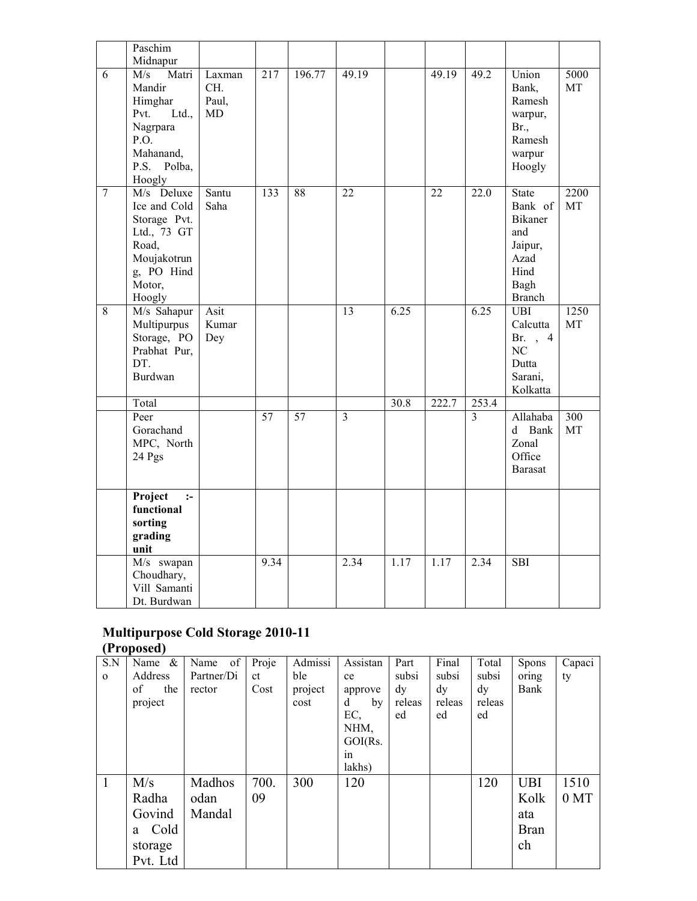| | | | | | | | | | | |
|---|---|---|---|---|---|---|---|---|---|---|
| | Paschim Midnapur | | | | | | | | | |
| 6 | M/s Matri Mandir Himghar Pvt. Ltd., Nagrpara P.O. Mahanand, P.S. Polba, Hoogly | Laxman CH. Paul, MD | 217 | 196.77 | 49.19 | | 49.19 | 49.2 | Union Bank, Ramesh warpur, Br., Ramesh warpur Hoogly | 5000 MT |
| 7 | M/s Deluxe Ice and Cold Storage Pvt. Ltd., 73 GT Road, Moujakotrung, PO Hind Motor, Hoogly | Santu Saha | 133 | 88 | 22 | | 22 | 22.0 | State Bank of Bikaner and Jaipur, Azad Hind Bagh Branch | 2200 MT |
| 8 | M/s Sahapur Multipurpus Storage, PO Prabhat Pur, DT. Burdwan | Asit Kumar Dey | | | 13 | 6.25 | | 6.25 | UBI Calcutta Br. , 4 NC Dutta Sarani, Kolkatta | 1250 MT |
| | Total | | | | | 30.8 | 222.7 | 253.4 | | |
| | Peer Gorachand MPC, North 24 Pgs | | 57 | 57 | 3 | | | 3 | Allahabad Bank Zonal Office Barasat | 300 MT |
| | **Project :- functional sorting grading unit** | | | | | | | | | |
| | M/s swapan Choudhary, Vill Samanti Dt. Burdwan | | 9.34 | | 2.34 | 1.17 | 1.17 | 2.34 | SBI | |

## Multipurpose Cold Storage 2010-11 (Proposed)

| S.No | Name & Address of the project | Name of Partner/Director | Project Cost | Admissible project cost | Assistance approved by EC, NHM, GOI(Rs. in lakhs) | Part subsidy released | Final subsidy released | Total subsidy released | Sponsoring Bank | Capacity |
|---|---|---|---|---|---|---|---|---|---|---|
| 1 | M/s Radha Govinda Cold storage Pvt. Ltd | Madhosodan Mandal | 700.09 | 300 | 120 | | | 120 | UBI Kolkata Branch | 15100 MT |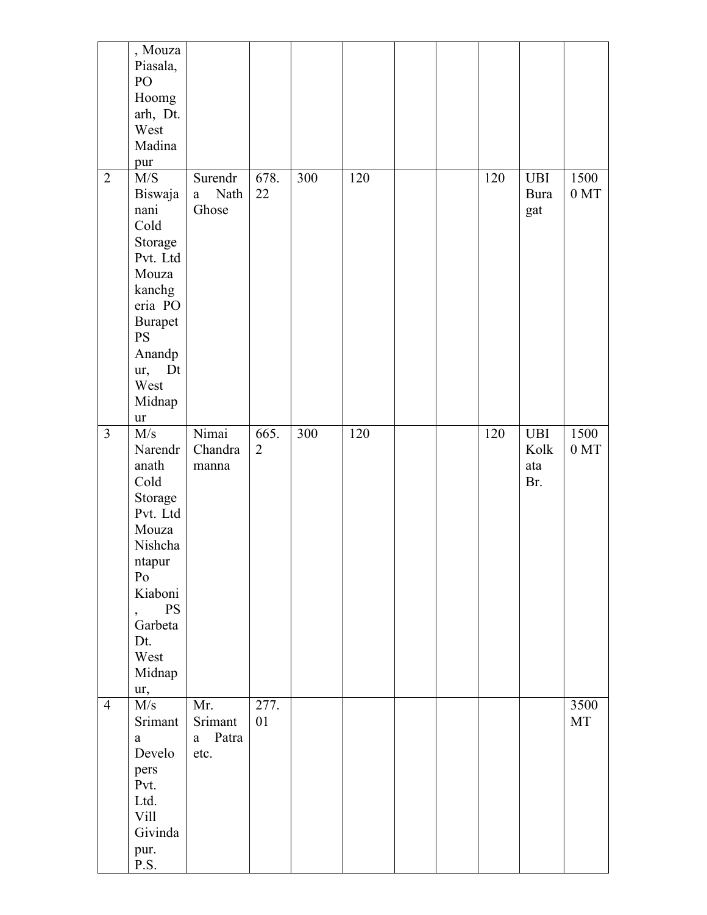| | | | | | | | | | | |
|---|---|---|---|---|---|---|---|---|---|---|
| | , Mouza Piasala, PO Hoomgarh, Dt. West Madinapur | | | | | | | | | |
| 2 | M/S Biswajanani Cold Storage Pvt. Ltd Mouza kanchgeria PO Burapet PS Anandpur, Dt West Midnapur | Surendra Nath Ghose | 678.22 | 300 | 120 | | | 120 | UBI Buragat | 15000 MT |
| 3 | M/s Narendranath Cold Storage Pvt. Ltd Mouza Nishchantapur Po Kiaboni, PS Garbeta Dt. West Midnapur, | Nimai Chandra manna | 665.2 | 300 | 120 | | | 120 | UBI Kolkata Br. | 15000 MT |
| 4 | M/s Srimanta Developers Pvt. Ltd. Vill Givindapur. P.S. | Mr. Srimanta Patra etc. | 277.01 | | | | | | | 3500 MT |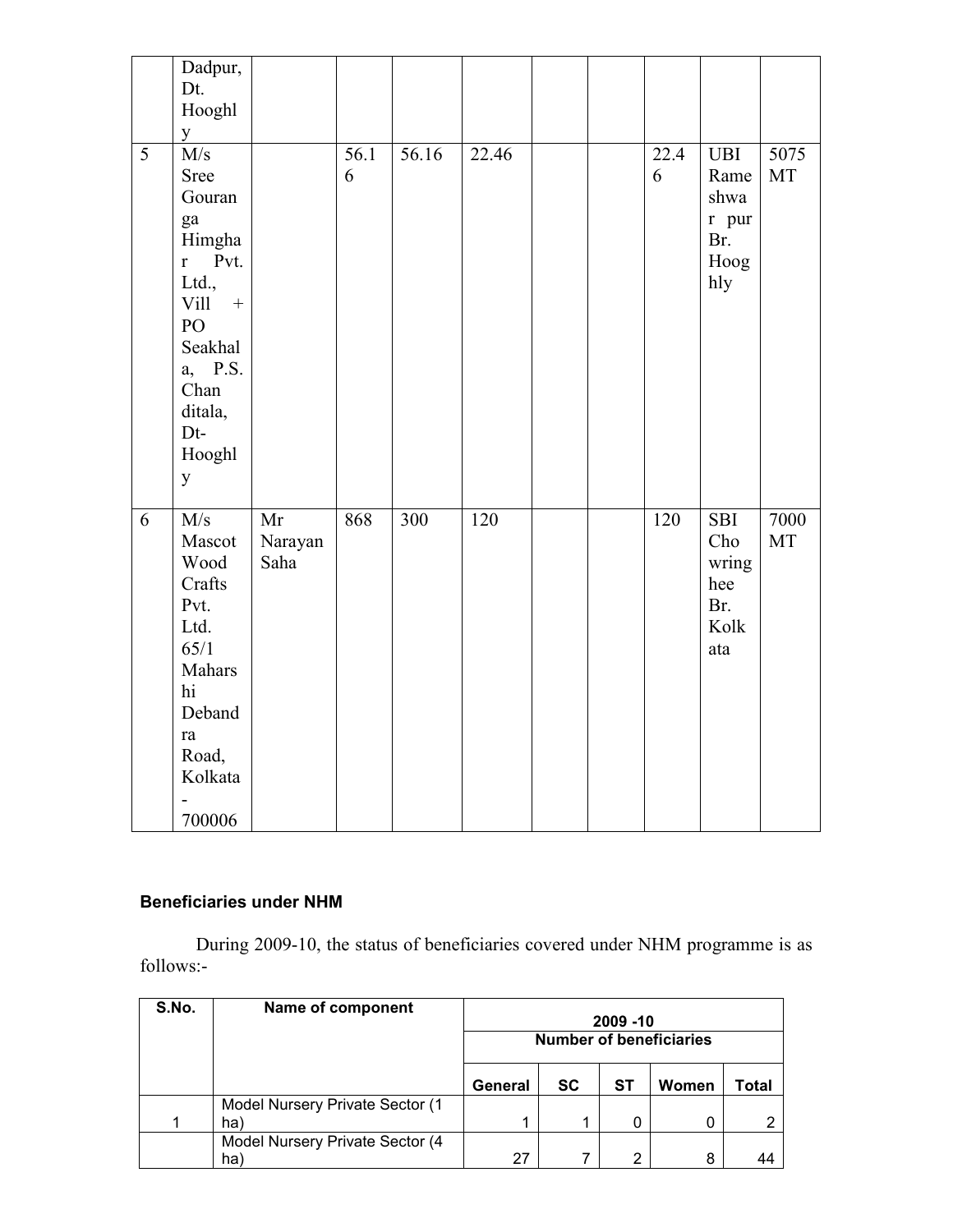| | | | | | | | | | | |
|---|---|---|---|---|---|---|---|---|---|---|
| | Dadpur, Dt. Hooghly | | | | | | | | | |
| 5 | M/s Sree Gouranga Himghar Pvt. Ltd., Vill + PO Seakhala, P.S. Chanditala, Dt-Hooghly | | 56.16 | 56.16 | 22.46 | | | 22.46 | UBI Rameshwar pur Br. Hooghly | 5075 MT |
| 6 | M/s Mascot Wood Crafts Pvt. Ltd. 65/1 Maharshi Debandra Road, Kolkata - 700006 | Mr Narayan Saha | 868 | 300 | 120 | | | 120 | SBI Chowringhee Br. Kolkata | 7000 MT |

**Beneficiaries under NHM**

During 2009-10, the status of beneficiaries covered under NHM programme is as follows:-

| S.No. | Name of component | 2009 -10 | | | | |
|---|---|---|---|---|---|---|
| | | Number of beneficiaries | | | | |
| | | General | SC | ST | Women | Total |
| 1 | Model Nursery Private Sector (1 ha) | 1 | 1 | 0 | 0 | 2 |
| | Model Nursery Private Sector (4 ha) | 27 | 7 | 2 | 8 | 44 |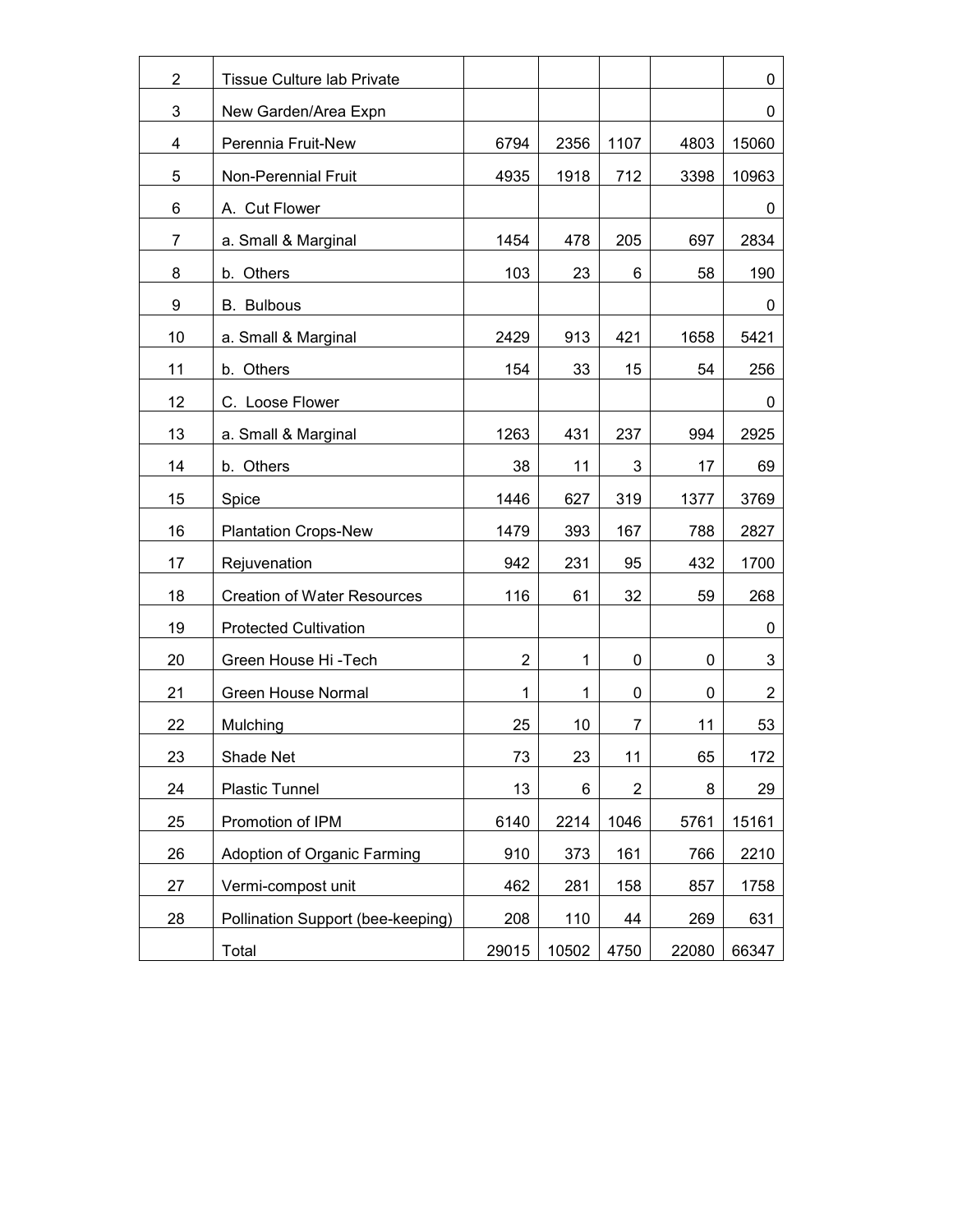| 2 | Tissue Culture lab Private | | | | | 0 |
|---|---|---|---|---|---|---|
| 3 | New Garden/Area Expn | | | | | 0 |
| 4 | Perennia Fruit-New | 6794 | 2356 | 1107 | 4803 | 15060 |
| 5 | Non-Perennial Fruit | 4935 | 1918 | 712 | 3398 | 10963 |
| 6 | A. Cut Flower | | | | | 0 |
| 7 | a. Small & Marginal | 1454 | 478 | 205 | 697 | 2834 |
| 8 | b. Others | 103 | 23 | 6 | 58 | 190 |
| 9 | B. Bulbous | | | | | 0 |
| 10 | a. Small & Marginal | 2429 | 913 | 421 | 1658 | 5421 |
| 11 | b. Others | 154 | 33 | 15 | 54 | 256 |
| 12 | C. Loose Flower | | | | | 0 |
| 13 | a. Small & Marginal | 1263 | 431 | 237 | 994 | 2925 |
| 14 | b. Others | 38 | 11 | 3 | 17 | 69 |
| 15 | Spice | 1446 | 627 | 319 | 1377 | 3769 |
| 16 | Plantation Crops-New | 1479 | 393 | 167 | 788 | 2827 |
| 17 | Rejuvenation | 942 | 231 | 95 | 432 | 1700 |
| 18 | Creation of Water Resources | 116 | 61 | 32 | 59 | 268 |
| 19 | Protected Cultivation | | | | | 0 |
| 20 | Green House Hi -Tech | 2 | 1 | 0 | 0 | 3 |
| 21 | Green House Normal | 1 | 1 | 0 | 0 | 2 |
| 22 | Mulching | 25 | 10 | 7 | 11 | 53 |
| 23 | Shade Net | 73 | 23 | 11 | 65 | 172 |
| 24 | Plastic Tunnel | 13 | 6 | 2 | 8 | 29 |
| 25 | Promotion of IPM | 6140 | 2214 | 1046 | 5761 | 15161 |
| 26 | Adoption of Organic Farming | 910 | 373 | 161 | 766 | 2210 |
| 27 | Vermi-compost unit | 462 | 281 | 158 | 857 | 1758 |
| 28 | Pollination Support (bee-keeping) | 208 | 110 | 44 | 269 | 631 |
| | Total | 29015 | 10502 | 4750 | 22080 | 66347 |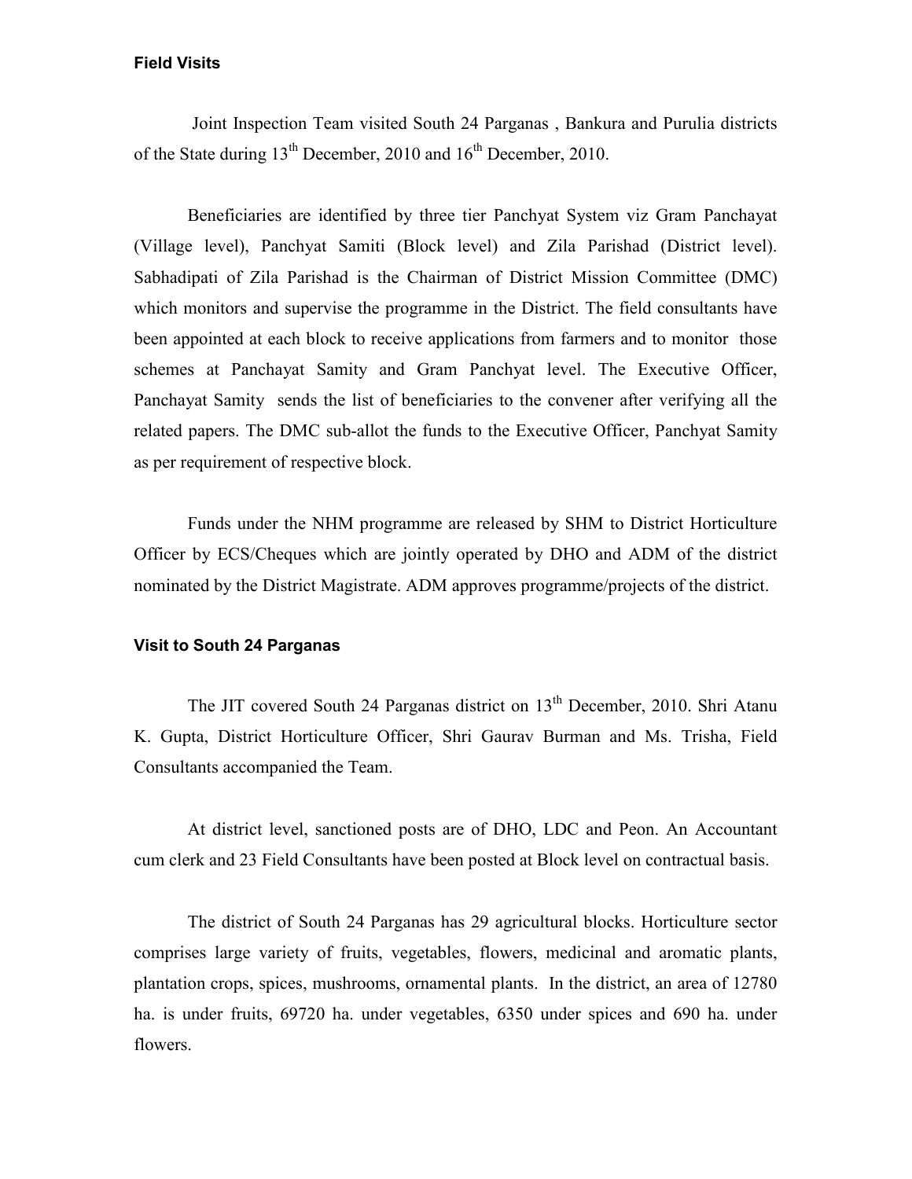#### Field Visits

Joint Inspection Team visited South 24 Parganas , Bankura and Purulia districts of the State during 13th December, 2010 and 16th December, 2010.

Beneficiaries are identified by three tier Panchyat System viz Gram Panchayat (Village level), Panchyat Samiti (Block level) and Zila Parishad (District level). Sabhadipati of Zila Parishad is the Chairman of District Mission Committee (DMC) which monitors and supervise the programme in the District. The field consultants have been appointed at each block to receive applications from farmers and to monitor those schemes at Panchayat Samity and Gram Panchyat level. The Executive Officer, Panchayat Samity sends the list of beneficiaries to the convener after verifying all the related papers. The DMC sub-allot the funds to the Executive Officer, Panchyat Samity as per requirement of respective block.

Funds under the NHM programme are released by SHM to District Horticulture Officer by ECS/Cheques which are jointly operated by DHO and ADM of the district nominated by the District Magistrate. ADM approves programme/projects of the district.

#### Visit to South 24 Parganas

The JIT covered South 24 Parganas district on 13th December, 2010. Shri Atanu K. Gupta, District Horticulture Officer, Shri Gaurav Burman and Ms. Trisha, Field Consultants accompanied the Team.

At district level, sanctioned posts are of DHO, LDC and Peon. An Accountant cum clerk and 23 Field Consultants have been posted at Block level on contractual basis.

The district of South 24 Parganas has 29 agricultural blocks. Horticulture sector comprises large variety of fruits, vegetables, flowers, medicinal and aromatic plants, plantation crops, spices, mushrooms, ornamental plants. In the district, an area of 12780 ha. is under fruits, 69720 ha. under vegetables, 6350 under spices and 690 ha. under flowers.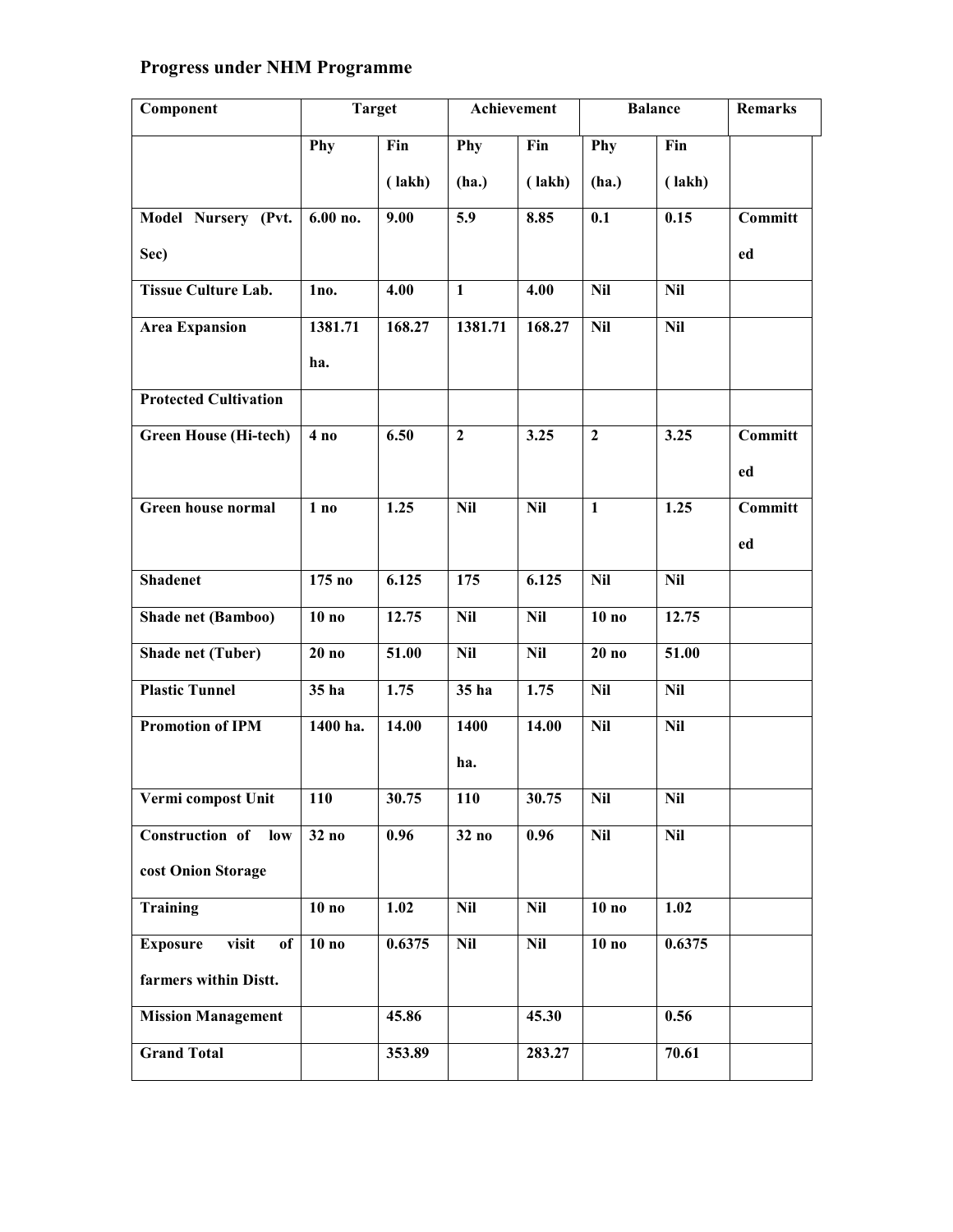## Progress under NHM Programme

| Component | Target | | Achievement | | Balance | | Remarks |
|---|---|---|---|---|---|---|---|
| | Phy | Fin ( lakh) | Phy (ha.) | Fin ( lakh) | Phy (ha.) | Fin ( lakh) | |
| **Model Nursery (Pvt. Sec)** | **6.00 no.** | **9.00** | **5.9** | **8.85** | **0.1** | **0.15** | **Committed** |
| **Tissue Culture Lab.** | **1no.** | **4.00** | **1** | **4.00** | **Nil** | **Nil** | |
| **Area Expansion** | **1381.71 ha.** | **168.27** | **1381.71** | **168.27** | **Nil** | **Nil** | |
| **Protected Cultivation** | | | | | | | |
| **Green House (Hi-tech)** | **4 no** | **6.50** | **2** | **3.25** | **2** | **3.25** | **Committed** |
| **Green house normal** | **1 no** | **1.25** | **Nil** | **Nil** | **1** | **1.25** | **Committed** |
| **Shadenet** | **175 no** | **6.125** | **175** | **6.125** | **Nil** | **Nil** | |
| **Shade net (Bamboo)** | **10 no** | **12.75** | **Nil** | **Nil** | **10 no** | **12.75** | |
| **Shade net (Tuber)** | **20 no** | **51.00** | **Nil** | **Nil** | **20 no** | **51.00** | |
| **Plastic Tunnel** | **35 ha** | **1.75** | **35 ha** | **1.75** | **Nil** | **Nil** | |
| **Promotion of IPM** | **1400 ha.** | **14.00** | **1400 ha.** | **14.00** | **Nil** | **Nil** | |
| **Vermi compost Unit** | **110** | **30.75** | **110** | **30.75** | **Nil** | **Nil** | |
| **Construction of low cost Onion Storage** | **32 no** | **0.96** | **32 no** | **0.96** | **Nil** | **Nil** | |
| **Training** | **10 no** | **1.02** | **Nil** | **Nil** | **10 no** | **1.02** | |
| **Exposure visit of farmers within Distt.** | **10 no** | **0.6375** | **Nil** | **Nil** | **10 no** | **0.6375** | |
| **Mission Management** | | **45.86** | | **45.30** | | **0.56** | |
| **Grand Total** | | **353.89** | | **283.27** | | **70.61** | |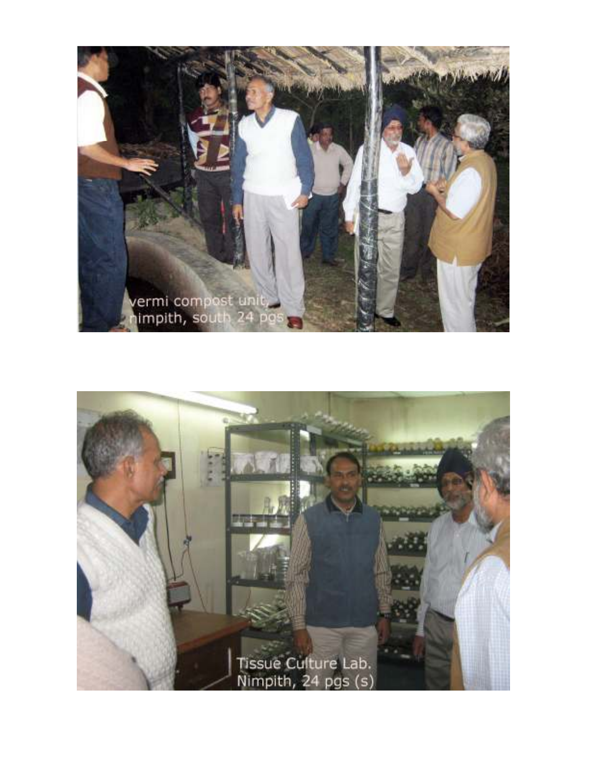vermi compost unit, nimpith, south 24 pgs

Tissue Culture Lab. Nimpith, 24 pgs (s)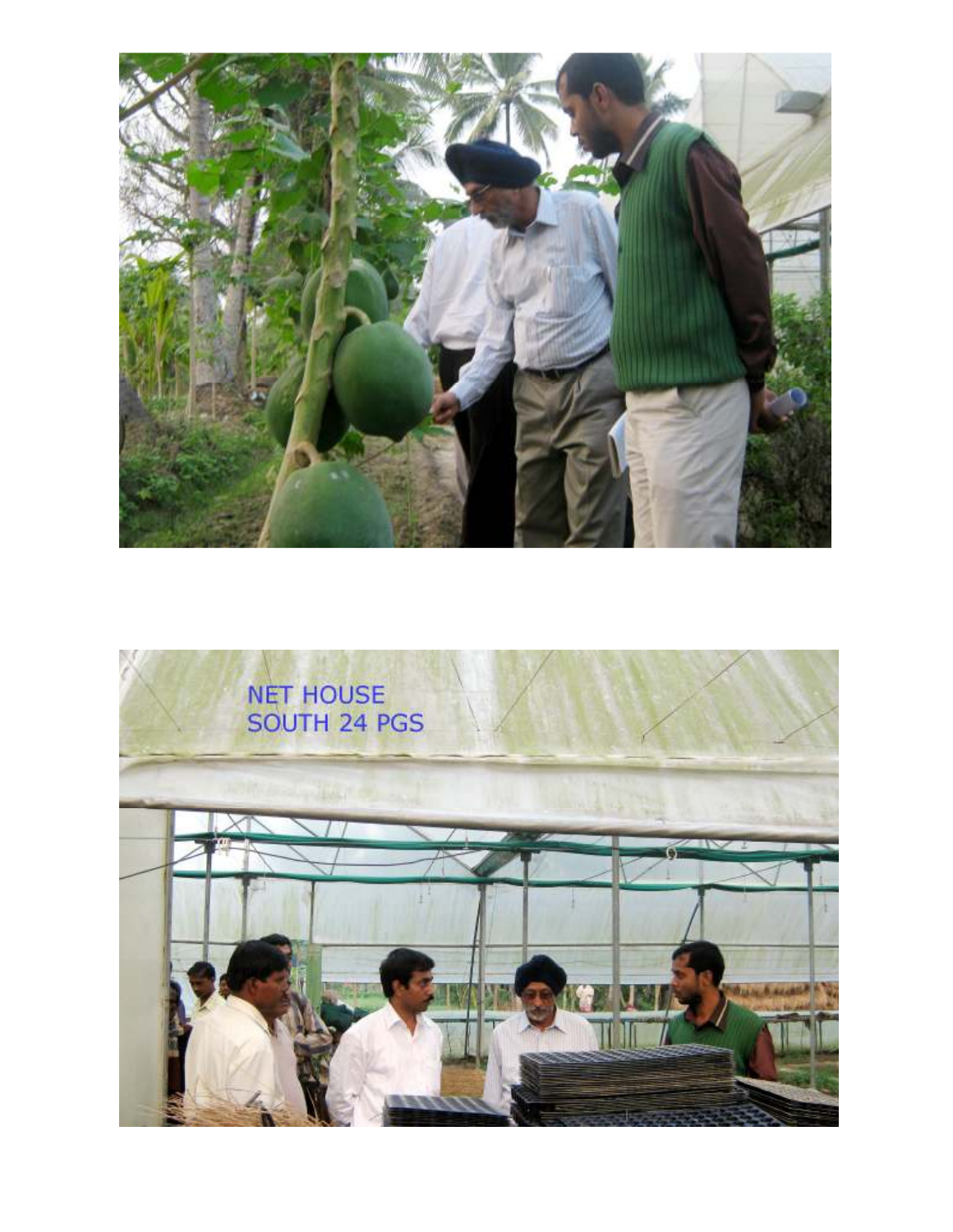NET HOUSE
SOUTH 24 PGS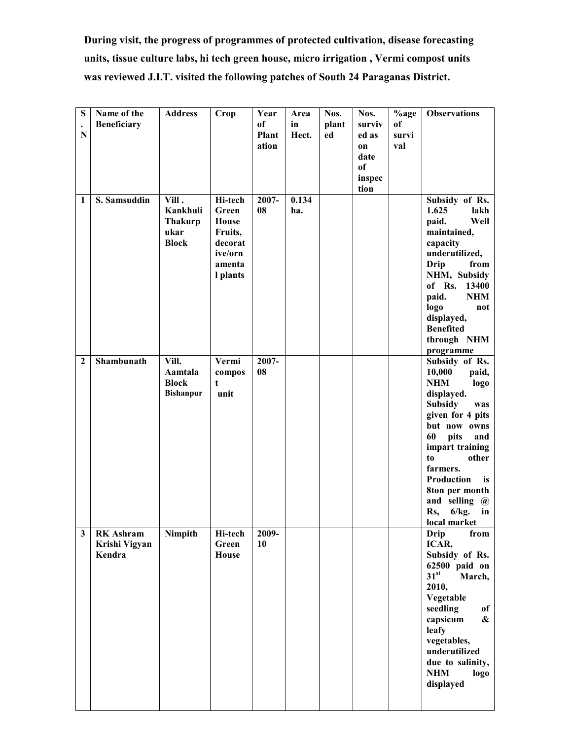**During visit, the progress of programmes of protected cultivation, disease forecasting units, tissue culture labs, hi tech green house, micro irrigation , Vermi compost units was reviewed J.I.T. visited the following patches of South 24 Paraganas District.**

| S. N | Name of the Beneficiary | Address | Crop | Year of Plantation | Area in Hect. | Nos. planted | Nos. survived as on date of inspection | %age of survival | Observations |
|---|---|---|---|---|---|---|---|---|---|
| 1 | S. Samsuddin | Vill . Kankhuli Thakurpukar Block | Hi-tech Green House Fruits, decorative/ornamental plants | 2007-08 | 0.134 ha. | | | | Subsidy of Rs. 1.625 lakh paid. Well maintained, capacity underutilized, Drip from NHM, Subsidy of Rs. 13400 paid. NHM logo not displayed, Benefited through NHM programme |
| 2 | Shambunath | Vill. Aamtala Block Bishanpur | Vermi compost unit | 2007-08 | | | | | Subsidy of Rs. 10,000 paid, NHM logo displayed. Subsidy was given for 4 pits but now owns 60 pits and impart training to other farmers. Production is 8ton per month and selling @ Rs, 6/kg. in local market |
| 3 | RK Ashram Krishi Vigyan Kendra | Nimpith | Hi-tech Green House | 2009-10 | | | | | Drip from ICAR, Subsidy of Rs. 62500 paid on 31st March, 2010, Vegetable seedling of capsicum & leafy vegetables, underutilized due to salinity, NHM logo displayed |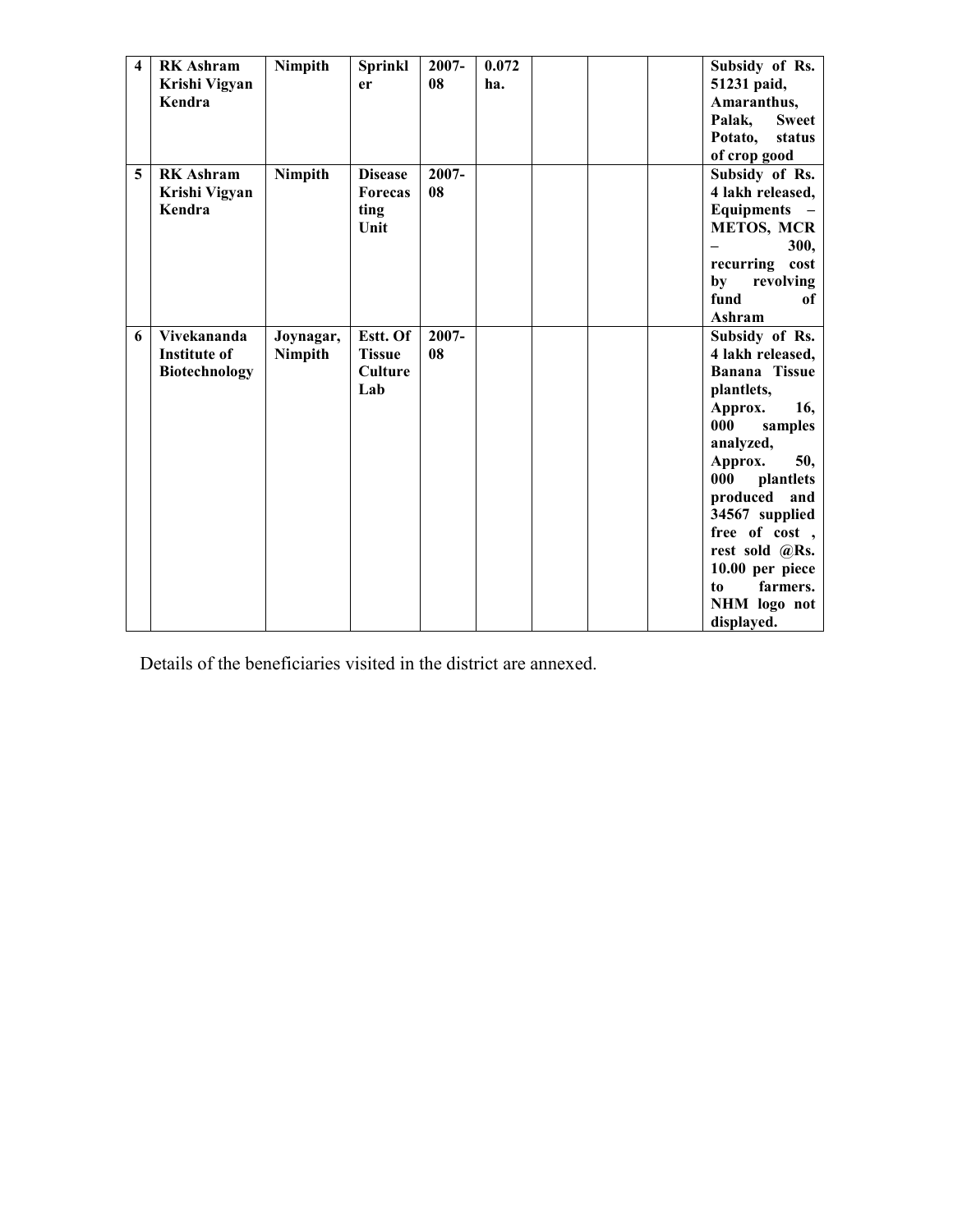| 4 | **RK Ashram Krishi Vigyan Kendra** | **Nimpith** | **Sprinkler** | **2007-08** | **0.072 ha.** | | | | **Subsidy of Rs. 51231 paid, Amaranthus, Palak, Sweet Potato, status of crop good** |
|---|---|---|---|---|---|---|---|---|---|
| **5** | **RK Ashram Krishi Vigyan Kendra** | **Nimpith** | **Disease Forecasting Unit** | **2007-08** | | | | | **Subsidy of Rs. 4 lakh released, Equipments – METOS, MCR – 300, recurring cost by revolving fund of Ashram** |
| **6** | **Vivekananda Institute of Biotechnology** | **Joynagar, Nimpith** | **Estt. Of Tissue Culture Lab** | **2007-08** | | | | | **Subsidy of Rs. 4 lakh released, Banana Tissue plantlets, Approx. 16, 000 samples analyzed, Approx. 50, 000 plantlets produced and 34567 supplied free of cost , rest sold @Rs. 10.00 per piece to farmers. NHM logo not displayed.** |

Details of the beneficiaries visited in the district are annexed.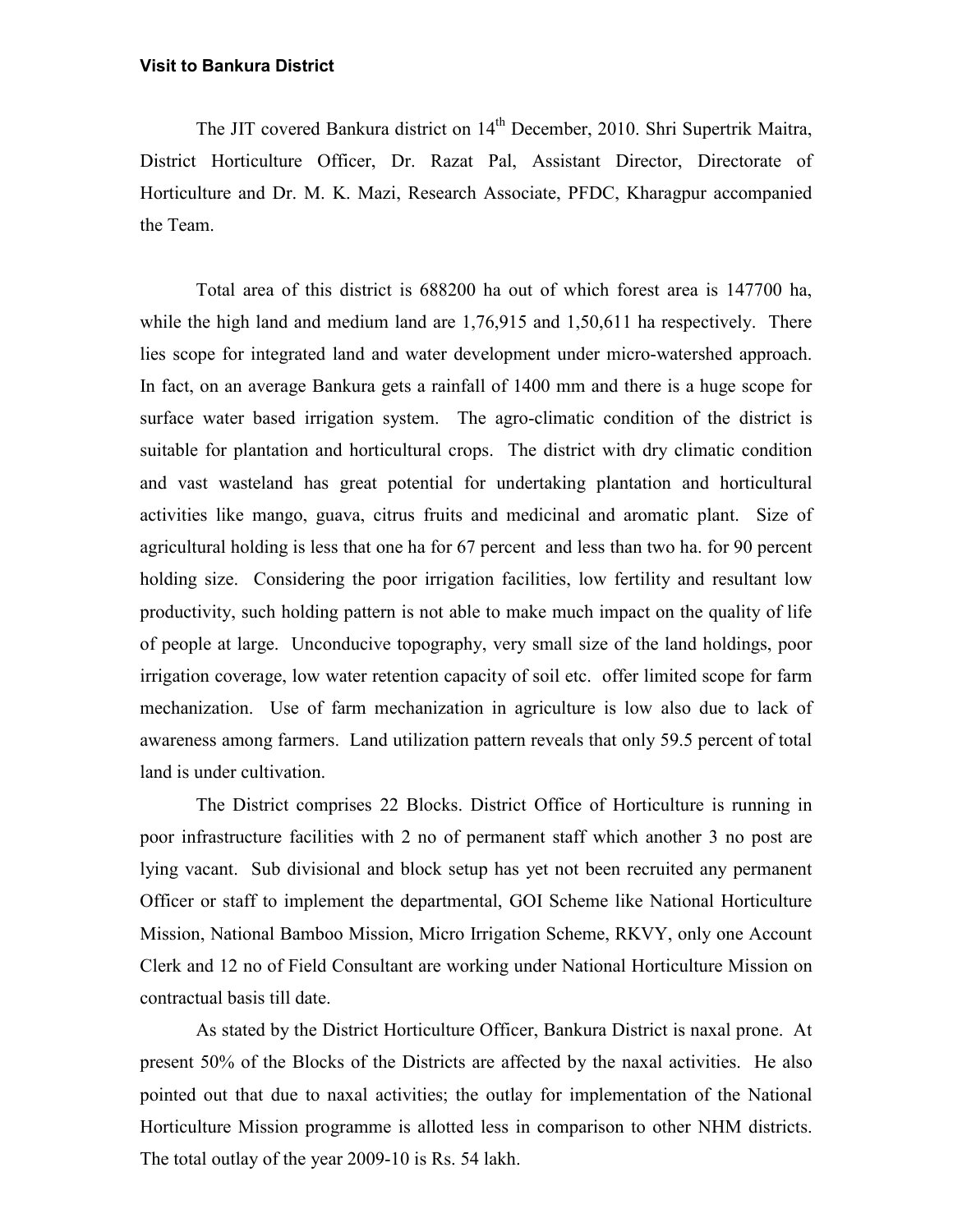**Visit to Bankura District**

The JIT covered Bankura district on 14th December, 2010. Shri Supertrik Maitra, District Horticulture Officer, Dr. Razat Pal, Assistant Director, Directorate of Horticulture and Dr. M. K. Mazi, Research Associate, PFDC, Kharagpur accompanied the Team.

Total area of this district is 688200 ha out of which forest area is 147700 ha, while the high land and medium land are 1,76,915 and 1,50,611 ha respectively. There lies scope for integrated land and water development under micro-watershed approach. In fact, on an average Bankura gets a rainfall of 1400 mm and there is a huge scope for surface water based irrigation system. The agro-climatic condition of the district is suitable for plantation and horticultural crops. The district with dry climatic condition and vast wasteland has great potential for undertaking plantation and horticultural activities like mango, guava, citrus fruits and medicinal and aromatic plant. Size of agricultural holding is less that one ha for 67 percent and less than two ha. for 90 percent holding size. Considering the poor irrigation facilities, low fertility and resultant low productivity, such holding pattern is not able to make much impact on the quality of life of people at large. Unconducive topography, very small size of the land holdings, poor irrigation coverage, low water retention capacity of soil etc. offer limited scope for farm mechanization. Use of farm mechanization in agriculture is low also due to lack of awareness among farmers. Land utilization pattern reveals that only 59.5 percent of total land is under cultivation.

The District comprises 22 Blocks. District Office of Horticulture is running in poor infrastructure facilities with 2 no of permanent staff which another 3 no post are lying vacant. Sub divisional and block setup has yet not been recruited any permanent Officer or staff to implement the departmental, GOI Scheme like National Horticulture Mission, National Bamboo Mission, Micro Irrigation Scheme, RKVY, only one Account Clerk and 12 no of Field Consultant are working under National Horticulture Mission on contractual basis till date.

As stated by the District Horticulture Officer, Bankura District is naxal prone. At present 50% of the Blocks of the Districts are affected by the naxal activities. He also pointed out that due to naxal activities; the outlay for implementation of the National Horticulture Mission programme is allotted less in comparison to other NHM districts. The total outlay of the year 2009-10 is Rs. 54 lakh.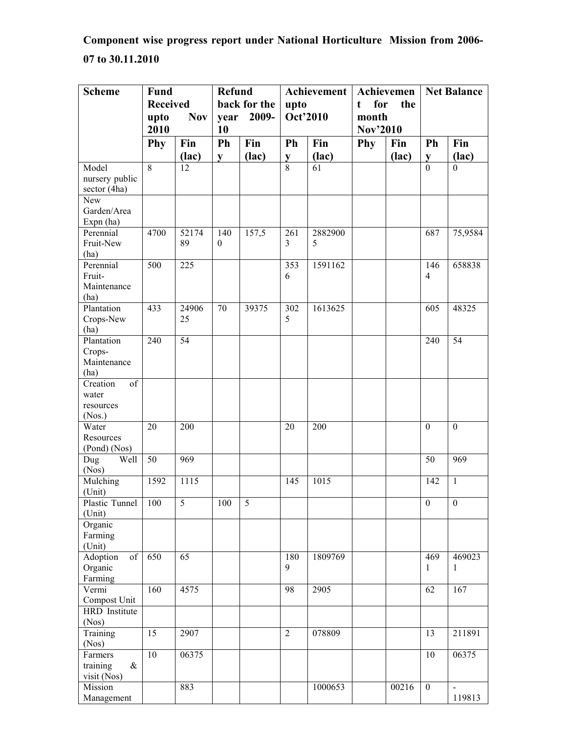**Component wise progress report under National Horticulture Mission from 2006-07 to 30.11.2010**

| Scheme | Fund Received upto Nov 2010 | | Refund back for the year 2009-10 | | Achievement upto Oct'2010 | | Achievement for the month Nov'2010 | | Net Balance | |
|---|---|---|---|---|---|---|---|---|---|---|
| | Phy | Fin (lac) | Phy | Fin (lac) | Phy | Fin (lac) | Phy | Fin (lac) | Phy | Fin (lac) |
| Model nursery public sector (4ha) | 8 | 12 | | | 8 | 61 | | | 0 | 0 |
| New Garden/Area Expn (ha) | | | | | | | | | | |
| Perennial Fruit-New (ha) | 4700 | 5217489 | 1400 | 157,5 | 2613 | 28829005 | | | 687 | 75,9584 |
| Perennial Fruit-Maintenance (ha) | 500 | 225 | | | 3536 | 1591162 | | | 1464 | 658838 |
| Plantation Crops-New (ha) | 433 | 2490625 | 70 | 39375 | 3025 | 1613625 | | | 605 | 48325 |
| Plantation Crops-Maintenance (ha) | 240 | 54 | | | | | | | 240 | 54 |
| Creation of water resources (Nos.) | | | | | | | | | | |
| Water Resources (Pond) (Nos) | 20 | 200 | | | 20 | 200 | | | 0 | 0 |
| Dug Well (Nos) | 50 | 969 | | | | | | | 50 | 969 |
| Mulching (Unit) | 1592 | 1115 | | | 145 | 1015 | | | 142 | 1 |
| Plastic Tunnel (Unit) | 100 | 5 | 100 | 5 | | | | | 0 | 0 |
| Organic Farming (Unit) | | | | | | | | | | |
| Adoption of Organic Farming | 650 | 65 | | | 1809 | 1809769 | | | 4691 | 4690231 |
| Vermi Compost Unit | 160 | 4575 | | | 98 | 2905 | | | 62 | 167 |
| HRD Institute (Nos) | | | | | | | | | | |
| Training (Nos) | 15 | 2907 | | | 2 | 078809 | | | 13 | 211891 |
| Farmers training & visit (Nos) | 10 | 06375 | | | | | | | 10 | 06375 |
| Mission Management | | 883 | | | | 1000653 | | 00216 | 0 | -119813 |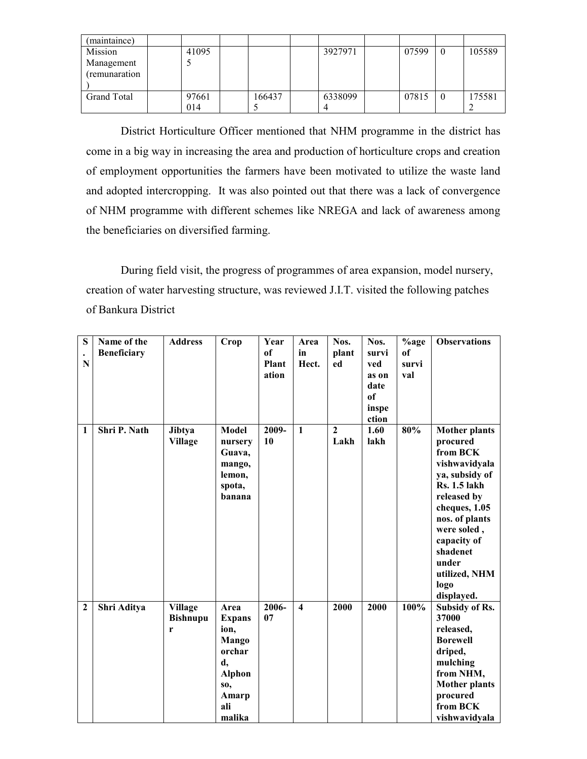| | | | | | | | | | | |
|---|---|---|---|---|---|---|---|---|---|---|
| (maintaince) | | | | | | | | | | |
| Mission Management (remunaration) | | 410955 | | | | 3927971 | | 07599 | 0 | 105589 |
| Grand Total | | 97661014 | | 1664375 | | 63380994 | | 07815 | 0 | 1755812 |

District Horticulture Officer mentioned that NHM programme in the district has come in a big way in increasing the area and production of horticulture crops and creation of employment opportunities the farmers have been motivated to utilize the waste land and adopted intercropping. It was also pointed out that there was a lack of convergence of NHM programme with different schemes like NREGA and lack of awareness among the beneficiaries on diversified farming.

During field visit, the progress of programmes of area expansion, model nursery, creation of water harvesting structure, was reviewed J.I.T. visited the following patches of Bankura District

| S.N | Name of the Beneficiary | Address | Crop | Year of Plantation | Area in Hect. | Nos. planted | Nos. survived as on date of inspection | %age of survival | Observations |
|---|---|---|---|---|---|---|---|---|---|
| **1** | **Shri P. Nath** | **Jibtya Village** | **Model nursery Guava, mango, lemon, spota, banana** | **2009-10** | **1** | **2 Lakh** | **1.60 lakh** | **80%** | **Mother plants procured from BCK vishwavidyalaya, subsidy of Rs. 1.5 lakh released by cheques, 1.05 nos. of plants were soled , capacity of shadenet under utilized, NHM logo displayed.** |
| **2** | **Shri Aditya** | **Village Bishnupur** | **Area Expansion, Mango orchard, Alphonso, Amarpali malika** | **2006-07** | **4** | **2000** | **2000** | **100%** | **Subsidy of Rs. 37000 released, Borewell driped, mulching from NHM, Mother plants procured from BCK vishwavidyala** |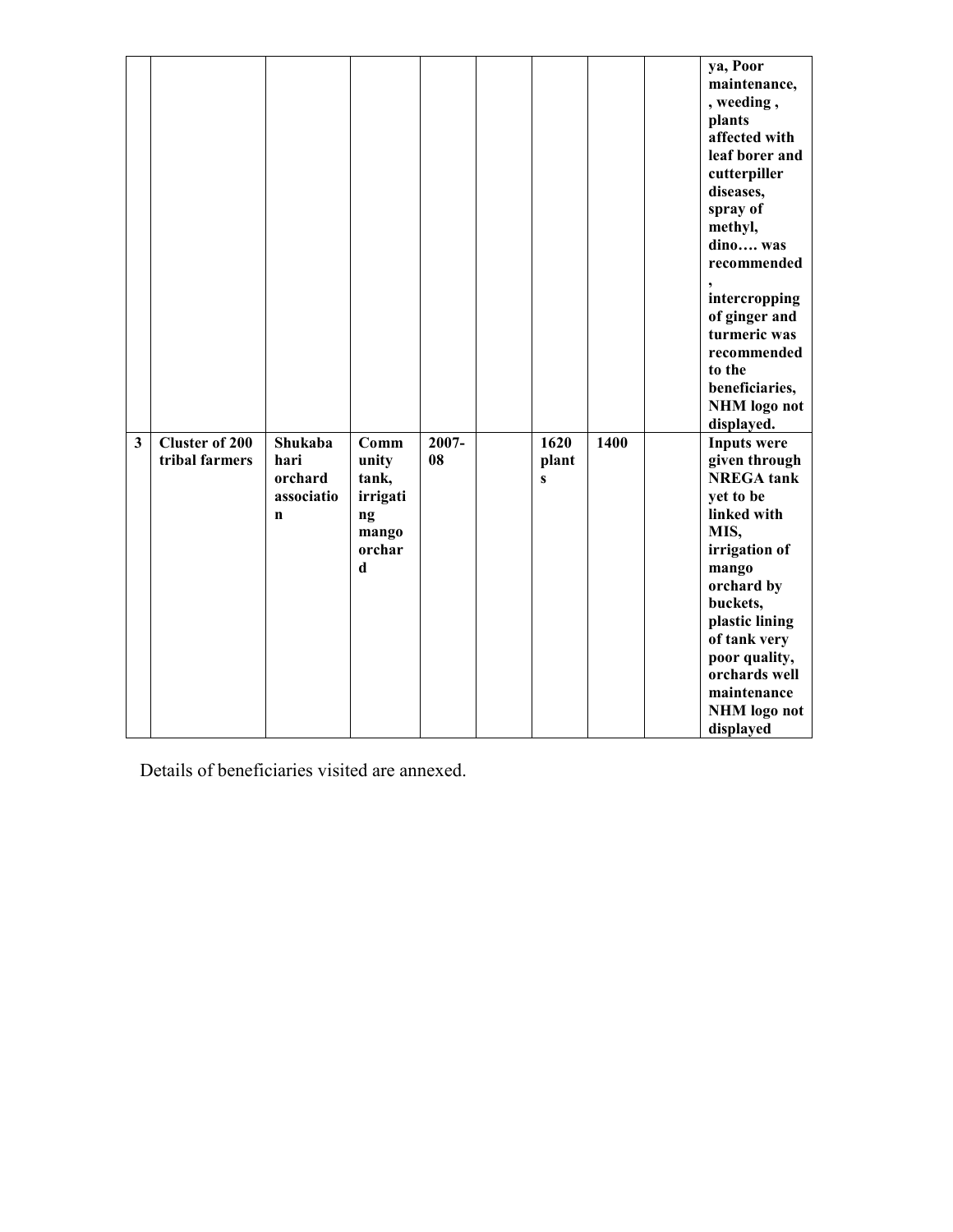|   |   |   |   |   |   |   |   |   |   |
|---|---|---|---|---|---|---|---|---|---|
|   |   |   |   |   |   |   |   |   | **ya, Poor maintenance, , weeding , plants affected with leaf borer and cutterpiller diseases, spray of methyl, dino…. was recommended , intercropping of ginger and turmeric was recommended to the beneficiaries, NHM logo not displayed.** |
| **3** | **Cluster of 200 tribal farmers** | **Shukabahari orchard association** | **Community tank, irrigating mango orchard** | **2007-08** |   | **1620 plants** | **1400** |   | **Inputs were given through NREGA tank yet to be linked with MIS, irrigation of mango orchard by buckets, plastic lining of tank very poor quality, orchards well maintenance NHM logo not displayed** |

Details of beneficiaries visited are annexed.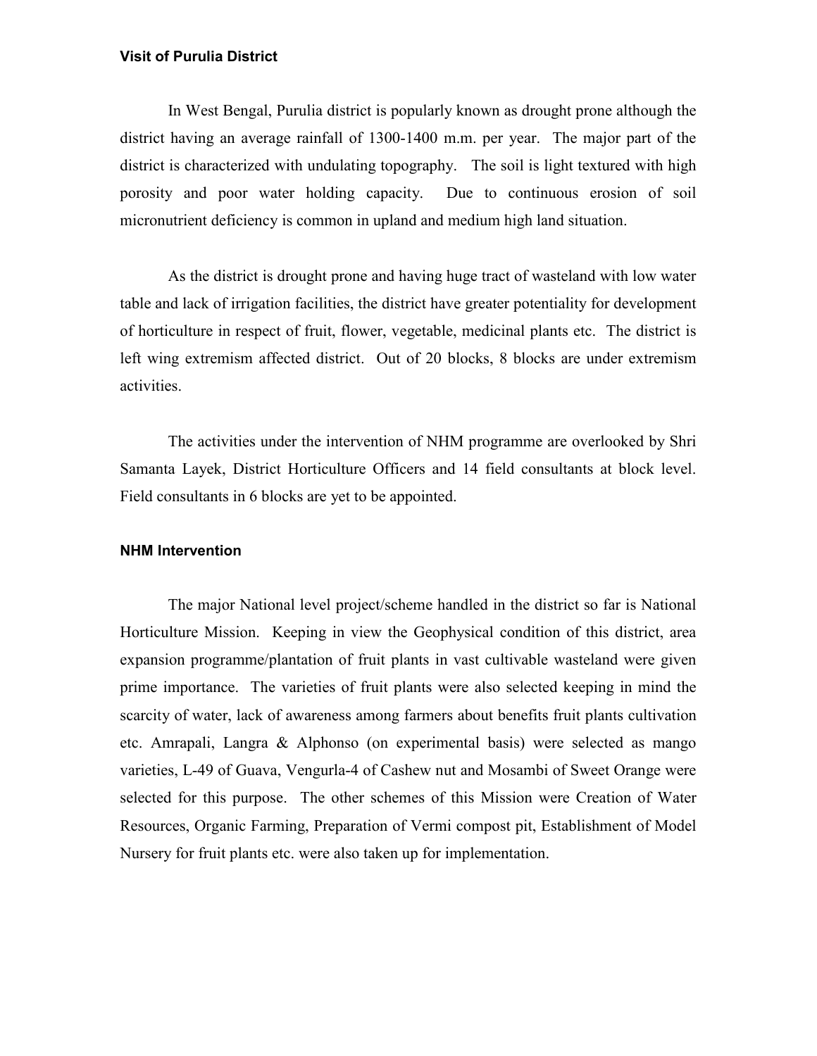## Visit of Purulia District

In West Bengal, Purulia district is popularly known as drought prone although the district having an average rainfall of 1300-1400 m.m. per year. The major part of the district is characterized with undulating topography. The soil is light textured with high porosity and poor water holding capacity. Due to continuous erosion of soil micronutrient deficiency is common in upland and medium high land situation.

As the district is drought prone and having huge tract of wasteland with low water table and lack of irrigation facilities, the district have greater potentiality for development of horticulture in respect of fruit, flower, vegetable, medicinal plants etc. The district is left wing extremism affected district. Out of 20 blocks, 8 blocks are under extremism activities.

The activities under the intervention of NHM programme are overlooked by Shri Samanta Layek, District Horticulture Officers and 14 field consultants at block level. Field consultants in 6 blocks are yet to be appointed.

## NHM Intervention

The major National level project/scheme handled in the district so far is National Horticulture Mission. Keeping in view the Geophysical condition of this district, area expansion programme/plantation of fruit plants in vast cultivable wasteland were given prime importance. The varieties of fruit plants were also selected keeping in mind the scarcity of water, lack of awareness among farmers about benefits fruit plants cultivation etc. Amrapali, Langra & Alphonso (on experimental basis) were selected as mango varieties, L-49 of Guava, Vengurla-4 of Cashew nut and Mosambi of Sweet Orange were selected for this purpose. The other schemes of this Mission were Creation of Water Resources, Organic Farming, Preparation of Vermi compost pit, Establishment of Model Nursery for fruit plants etc. were also taken up for implementation.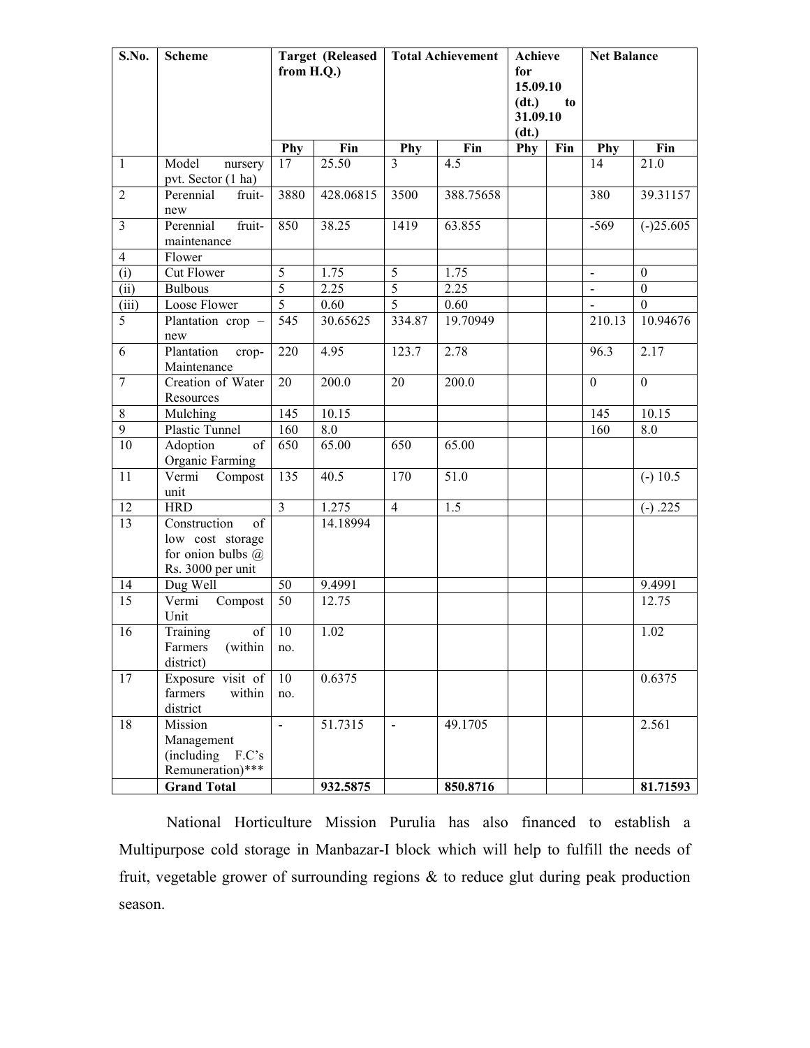| S.No. | Scheme | Target (Released from H.Q.) | | Total Achievement | | Achieve for 15.09.10 (dt.) to 31.09.10 (dt.) | | Net Balance | |
|---|---|---|---|---|---|---|---|---|---|
| | | Phy | Fin | Phy | Fin | Phy | Fin | Phy | Fin |
| 1 | Model nursery pvt. Sector (1 ha) | 17 | 25.50 | 3 | 4.5 | | | 14 | 21.0 |
| 2 | Perennial fruit-new | 3880 | 428.06815 | 3500 | 388.75658 | | | 380 | 39.31157 |
| 3 | Perennial fruit-maintenance | 850 | 38.25 | 1419 | 63.855 | | | -569 | (-)25.605 |
| 4 | Flower | | | | | | | | |
| (i) | Cut Flower | 5 | 1.75 | 5 | 1.75 | | | - | 0 |
| (ii) | Bulbous | 5 | 2.25 | 5 | 2.25 | | | - | 0 |
| (iii) | Loose Flower | 5 | 0.60 | 5 | 0.60 | | | - | 0 |
| 5 | Plantation crop – new | 545 | 30.65625 | 334.87 | 19.70949 | | | 210.13 | 10.94676 |
| 6 | Plantation crop-Maintenance | 220 | 4.95 | 123.7 | 2.78 | | | 96.3 | 2.17 |
| 7 | Creation of Water Resources | 20 | 200.0 | 20 | 200.0 | | | 0 | 0 |
| 8 | Mulching | 145 | 10.15 | | | | | 145 | 10.15 |
| 9 | Plastic Tunnel | 160 | 8.0 | | | | | 160 | 8.0 |
| 10 | Adoption of Organic Farming | 650 | 65.00 | 650 | 65.00 | | | | |
| 11 | Vermi Compost unit | 135 | 40.5 | 170 | 51.0 | | | | (-) 10.5 |
| 12 | HRD | 3 | 1.275 | 4 | 1.5 | | | | (-) .225 |
| 13 | Construction of low cost storage for onion bulbs @ Rs. 3000 per unit | | 14.18994 | | | | | | |
| 14 | Dug Well | 50 | 9.4991 | | | | | | 9.4991 |
| 15 | Vermi Compost Unit | 50 | 12.75 | | | | | | 12.75 |
| 16 | Training of Farmers (within district) | 10 no. | 1.02 | | | | | | 1.02 |
| 17 | Exposure visit of farmers within district | 10 no. | 0.6375 | | | | | | 0.6375 |
| 18 | Mission Management (including F.C's Remuneration)*** | - | 51.7315 | - | 49.1705 | | | | 2.561 |
| | **Grand Total** | | **932.5875** | | **850.8716** | | | | **81.71593** |

National Horticulture Mission Purulia has also financed to establish a Multipurpose cold storage in Manbazar-I block which will help to fulfill the needs of fruit, vegetable grower of surrounding regions & to reduce glut during peak production season.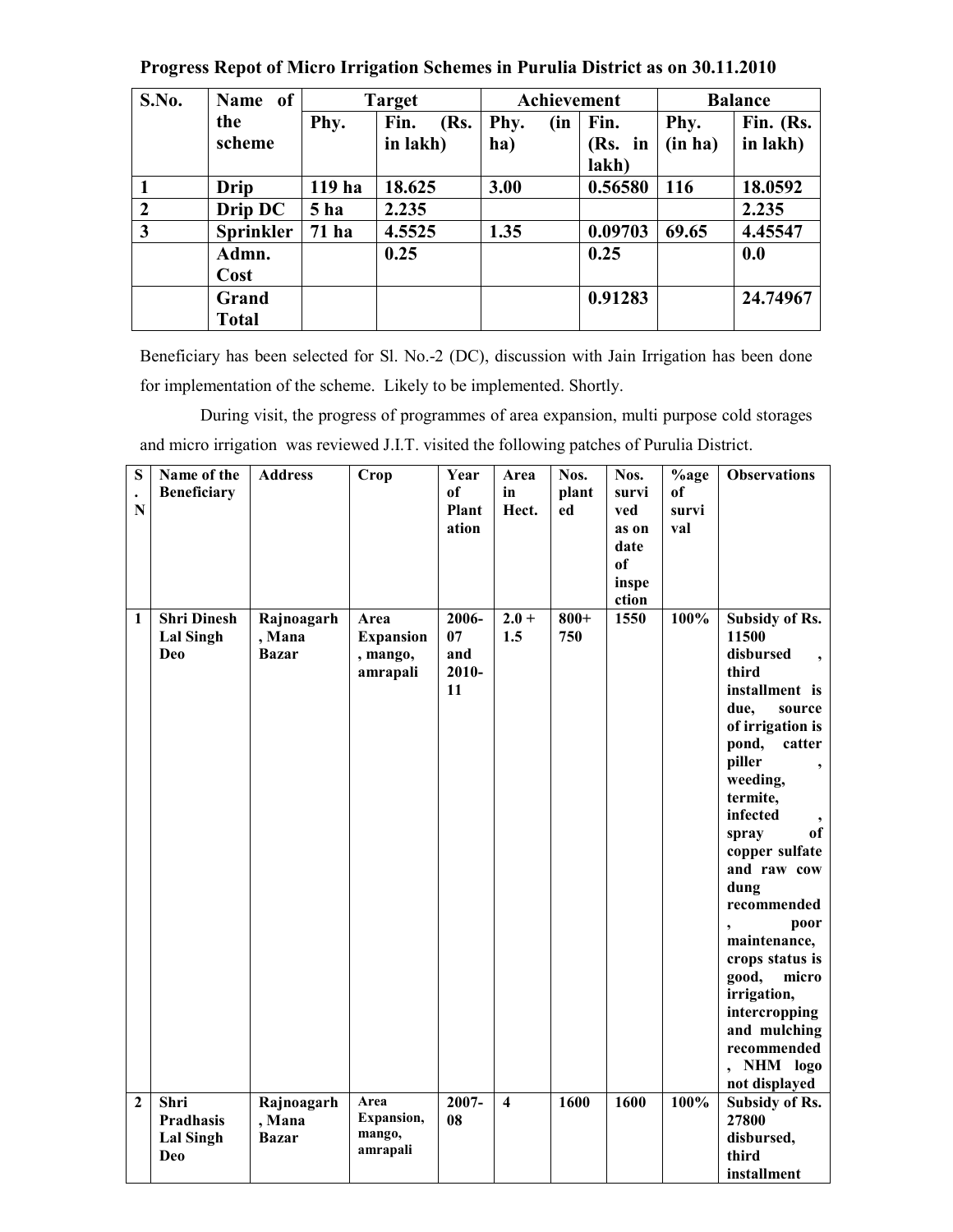**Progress Repot of Micro Irrigation Schemes in Purulia District as on 30.11.2010**

| S.No. | Name of the scheme | Target | | Achievement | | Balance | |
|---|---|---|---|---|---|---|---|
| | | Phy. | Fin. (Rs. in lakh) | Phy. (in ha) | Fin. (Rs. in lakh) | Phy. (in ha) | Fin. (Rs. in lakh) |
| 1 | Drip | 119 ha | 18.625 | 3.00 | 0.56580 | 116 | 18.0592 |
| 2 | Drip DC | 5 ha | 2.235 | | | | 2.235 |
| 3 | Sprinkler | 71 ha | 4.5525 | 1.35 | 0.09703 | 69.65 | 4.45547 |
| | Admn. Cost | | 0.25 | | 0.25 | | 0.0 |
| | Grand Total | | | | 0.91283 | | 24.74967 |

Beneficiary has been selected for Sl. No.-2 (DC), discussion with Jain Irrigation has been done for implementation of the scheme. Likely to be implemented. Shortly.

During visit, the progress of programmes of area expansion, multi purpose cold storages and micro irrigation was reviewed J.I.T. visited the following patches of Purulia District.

| S.N | Name of the Beneficiary | Address | Crop | Year of Plantation | Area in Hect. | Nos. planted | Nos. survived as on date of inspection | %age of survival | Observations |
|---|---|---|---|---|---|---|---|---|---|
| 1 | Shri Dinesh Lal Singh Deo | Rajnoagarh, Mana Bazar | Area Expansion, mango, amrapali | 2006-07 and 2010-11 | 2.0 + 1.5 | 800+ 750 | 1550 | 100% | Subsidy of Rs. 11500 disbursed, third installment is due, source of irrigation is pond, catter piller, weeding, termite, infected, spray of copper sulfate and raw cow dung recommended, poor maintenance, crops status is good, micro irrigation, intercropping and mulching recommended, NHM logo not displayed |
| 2 | Shri Pradhasis Lal Singh Deo | Rajnoagarh, Mana Bazar | Area Expansion, mango, amrapali | 2007-08 | 4 | 1600 | 1600 | 100% | Subsidy of Rs. 27800 disbursed, third installment |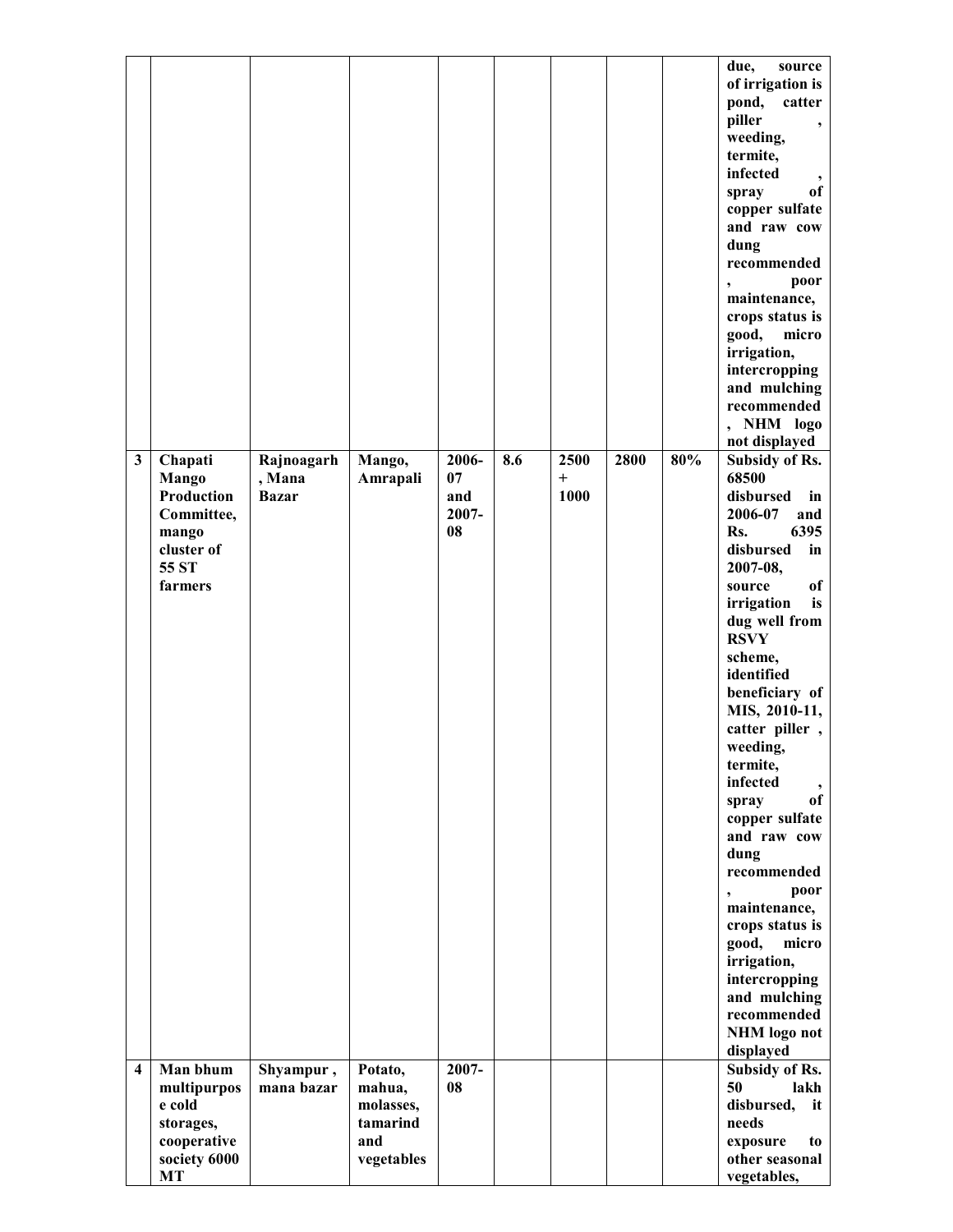| | | | | | | | | | |
|---|---|---|---|---|---|---|---|---|---|
| | | | | | | | | | due, source of irrigation is pond, catter piller , weeding, termite, infected , spray of copper sulfate and raw cow dung recommended , poor maintenance, crops status is good, micro irrigation, intercropping and mulching recommended , NHM logo not displayed |
| 3 | Chapati Mango Production Committee, mango cluster of 55 ST farmers | Rajnoagarh , Mana Bazar | Mango, Amrapali | 2006-07 and 2007-08 | 8.6 | 2500 + 1000 | 2800 | 80% | Subsidy of Rs. 68500 disbursed in 2006-07 and Rs. 6395 disbursed in 2007-08, source of irrigation is dug well from RSVY scheme, identified beneficiary of MIS, 2010-11, catter piller , weeding, termite, infected , spray of copper sulfate and raw cow dung recommended , poor maintenance, crops status is good, micro irrigation, intercropping and mulching recommended NHM logo not displayed |
| 4 | Man bhum multipurpose cold storages, cooperative society 6000 MT | Shyampur , mana bazar | Potato, mahua, molasses, tamarind and vegetables | 2007-08 | | | | | Subsidy of Rs. 50 lakh disbursed, it needs exposure to other seasonal vegetables, |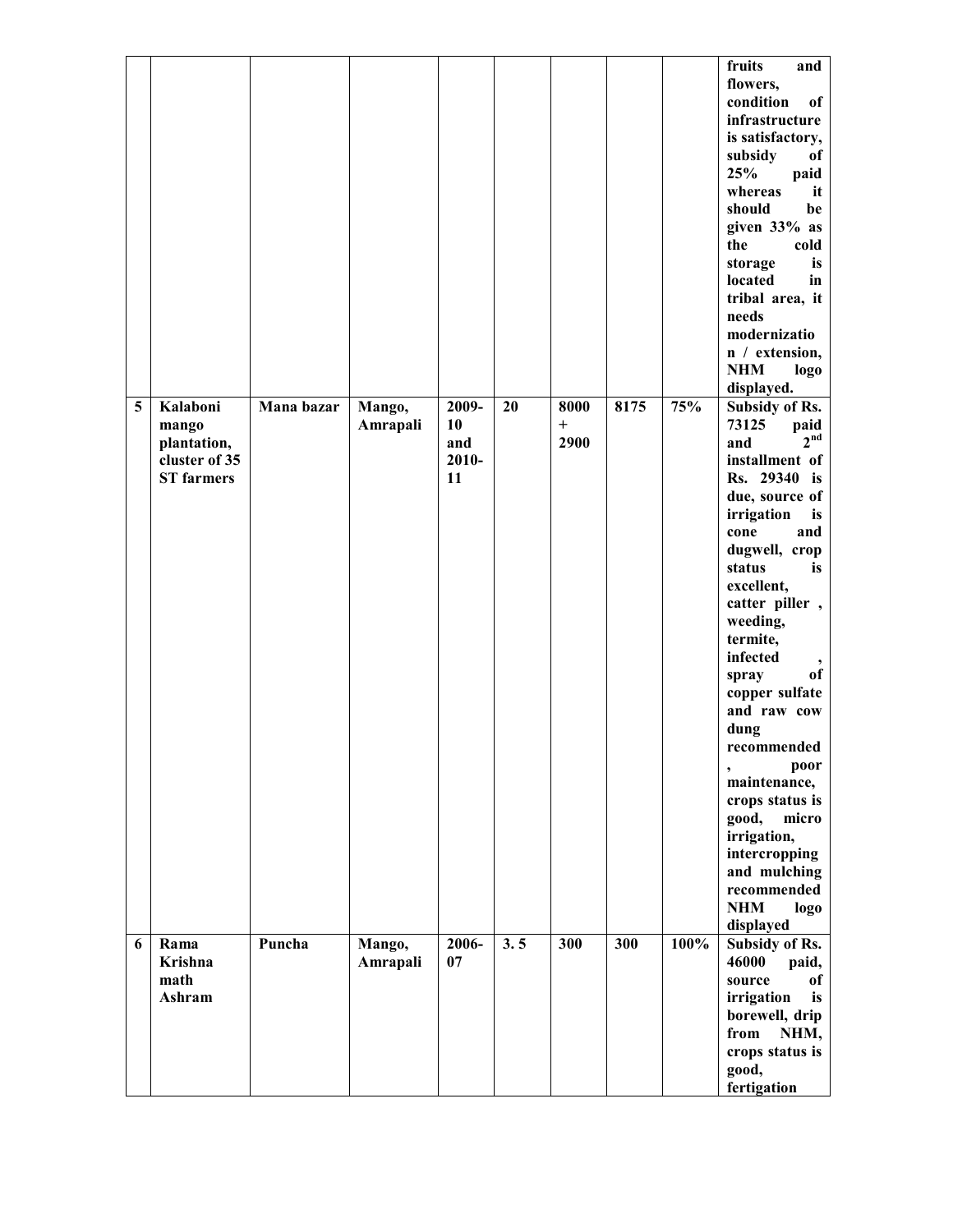| | | | | | | | | | |
|---|---|---|---|---|---|---|---|---|---|
| | | | | | | | | | **fruits and flowers, condition of infrastructure is satisfactory, subsidy of 25% paid whereas it should be given 33% as the cold storage is located in tribal area, it needs modernization / extension, NHM logo displayed.** |
| **5** | **Kalaboni mango plantation, cluster of 35 ST farmers** | **Mana bazar** | **Mango, Amrapali** | **2009-10 and 2010-11** | **20** | **8000 + 2900** | **8175** | **75%** | **Subsidy of Rs. 73125 paid and 2nd installment of Rs. 29340 is due, source of irrigation is cone and dugwell, crop status is excellent, catter piller , weeding, termite, infected , spray of copper sulfate and raw cow dung recommended , poor maintenance, crops status is good, micro irrigation, intercropping and mulching recommended NHM logo displayed** |
| **6** | **Rama Krishna math Ashram** | **Puncha** | **Mango, Amrapali** | **2006-07** | **3. 5** | **300** | **300** | **100%** | **Subsidy of Rs. 46000 paid, source of irrigation is borewell, drip from NHM, crops status is good, fertigation** |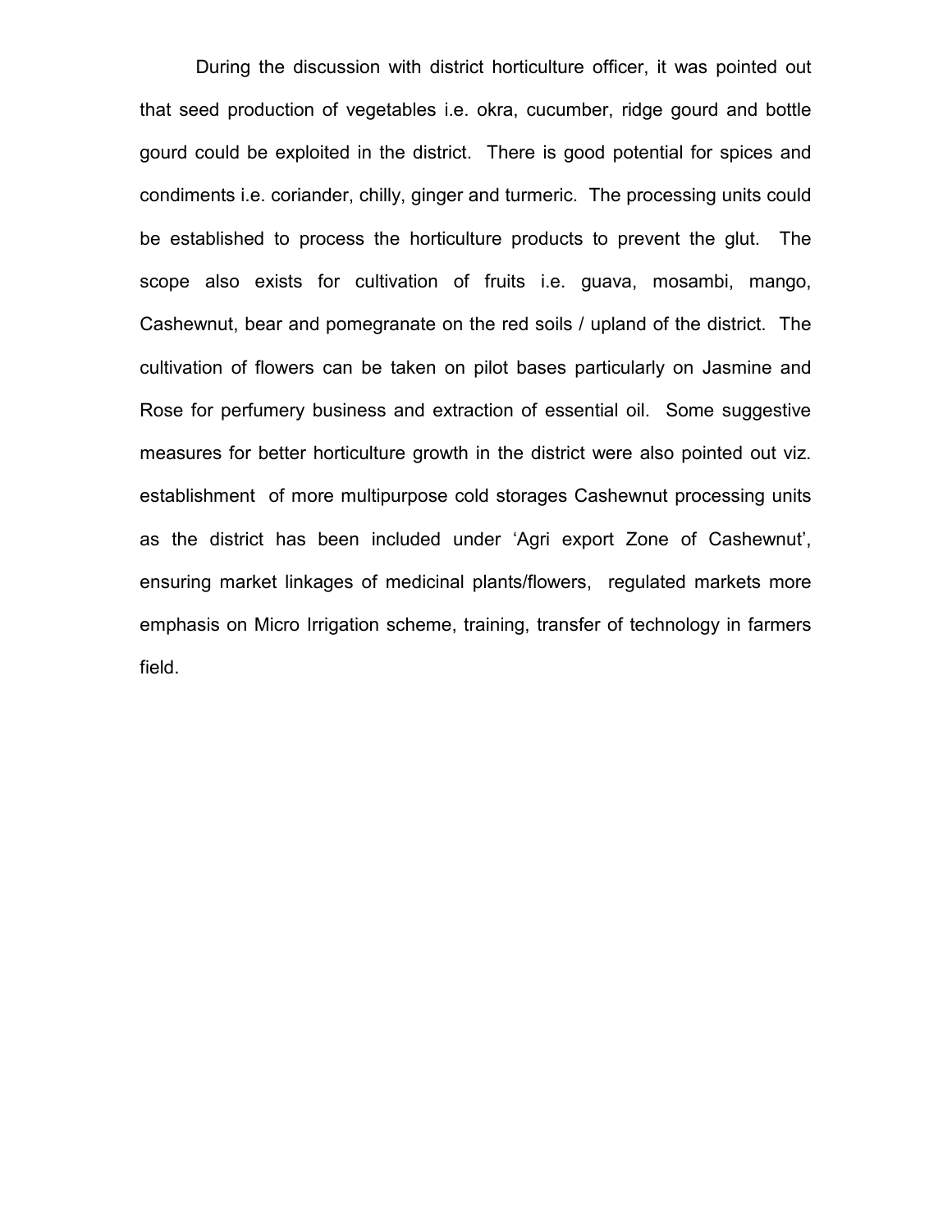During the discussion with district horticulture officer, it was pointed out that seed production of vegetables i.e. okra, cucumber, ridge gourd and bottle gourd could be exploited in the district. There is good potential for spices and condiments i.e. coriander, chilly, ginger and turmeric. The processing units could be established to process the horticulture products to prevent the glut. The scope also exists for cultivation of fruits i.e. guava, mosambi, mango, Cashewnut, bear and pomegranate on the red soils / upland of the district. The cultivation of flowers can be taken on pilot bases particularly on Jasmine and Rose for perfumery business and extraction of essential oil. Some suggestive measures for better horticulture growth in the district were also pointed out viz. establishment of more multipurpose cold storages Cashewnut processing units as the district has been included under 'Agri export Zone of Cashewnut', ensuring market linkages of medicinal plants/flowers, regulated markets more emphasis on Micro Irrigation scheme, training, transfer of technology in farmers field.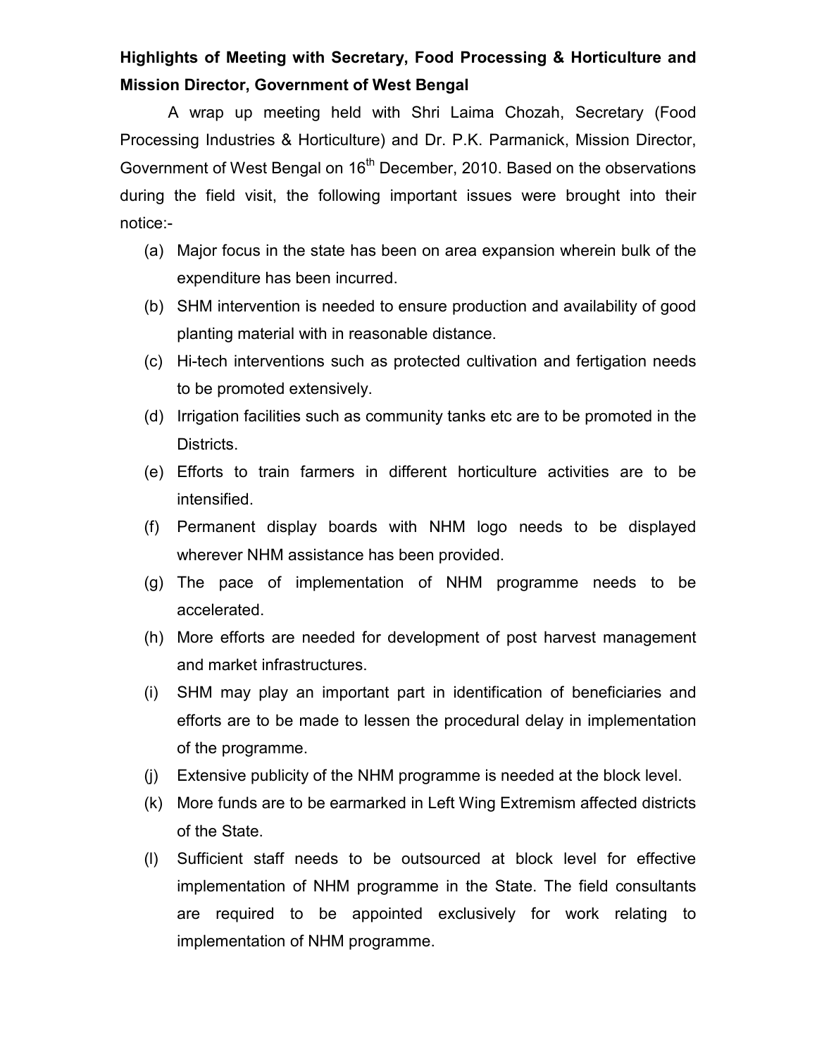**Highlights of Meeting with Secretary, Food Processing & Horticulture and Mission Director, Government of West Bengal**

A wrap up meeting held with Shri Laima Chozah, Secretary (Food Processing Industries & Horticulture) and Dr. P.K. Parmanick, Mission Director, Government of West Bengal on 16th December, 2010. Based on the observations during the field visit, the following important issues were brought into their notice:-

(a) Major focus in the state has been on area expansion wherein bulk of the expenditure has been incurred.

(b) SHM intervention is needed to ensure production and availability of good planting material with in reasonable distance.

(c) Hi-tech interventions such as protected cultivation and fertigation needs to be promoted extensively.

(d) Irrigation facilities such as community tanks etc are to be promoted in the Districts.

(e) Efforts to train farmers in different horticulture activities are to be intensified.

(f) Permanent display boards with NHM logo needs to be displayed wherever NHM assistance has been provided.

(g) The pace of implementation of NHM programme needs to be accelerated.

(h) More efforts are needed for development of post harvest management and market infrastructures.

(i) SHM may play an important part in identification of beneficiaries and efforts are to be made to lessen the procedural delay in implementation of the programme.

(j) Extensive publicity of the NHM programme is needed at the block level.

(k) More funds are to be earmarked in Left Wing Extremism affected districts of the State.

(l) Sufficient staff needs to be outsourced at block level for effective implementation of NHM programme in the State. The field consultants are required to be appointed exclusively for work relating to implementation of NHM programme.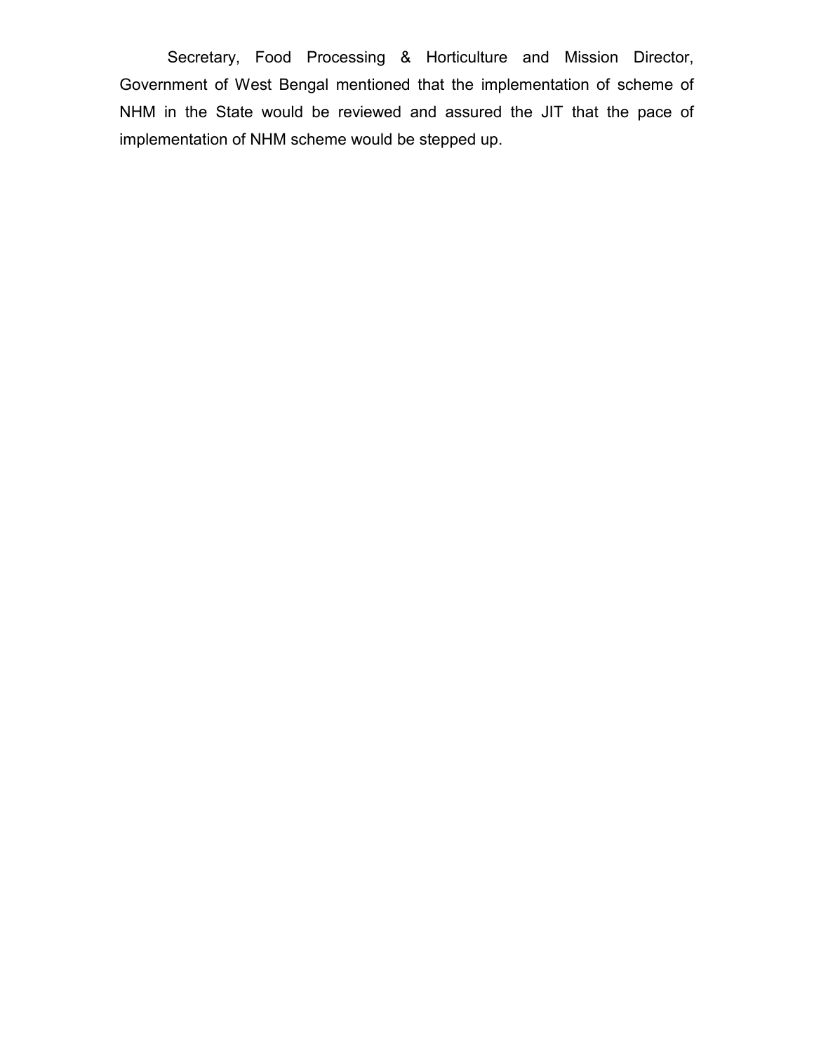Secretary, Food Processing & Horticulture and Mission Director, Government of West Bengal mentioned that the implementation of scheme of NHM in the State would be reviewed and assured the JIT that the pace of implementation of NHM scheme would be stepped up.